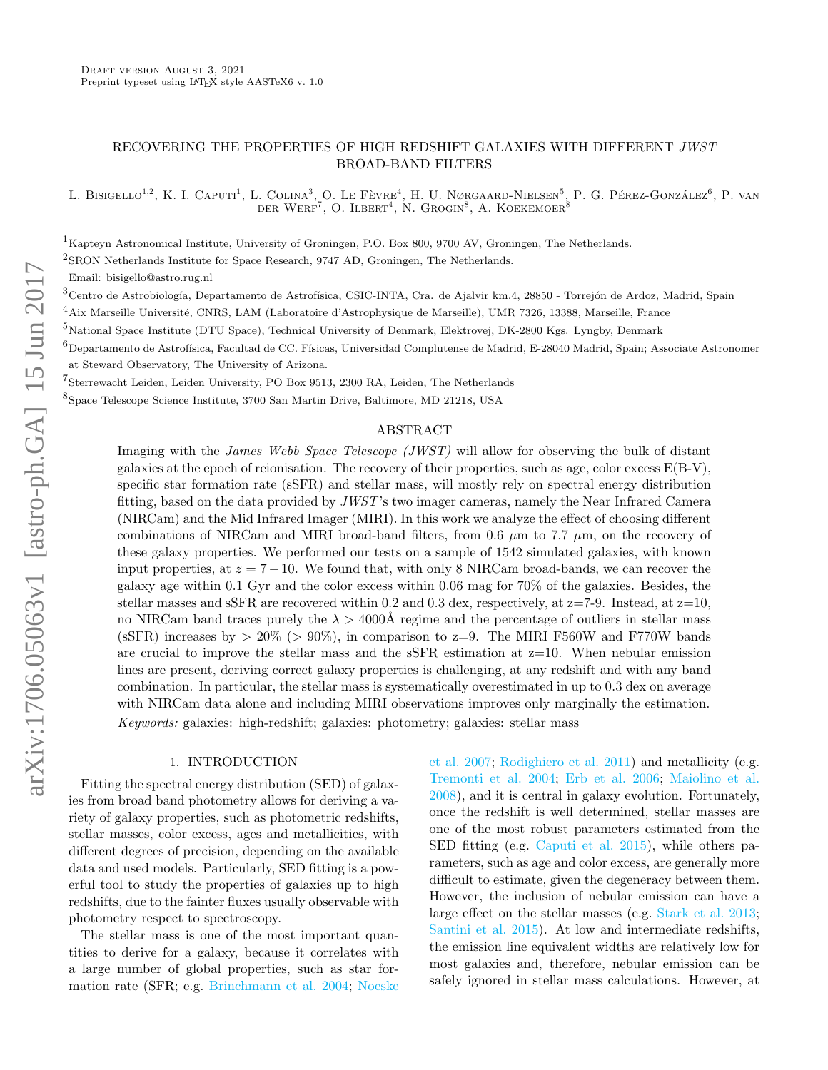Draft version August 3, 2021

Preprint typeset using LaTeX style AASTeX6 v. 1.0

# RECOVERING THE PROPERTIES OF HIGH REDSHIFT GALAXIES WITH DIFFERENT *JWST* BROAD-BAND FILTERS

L. Bisigello[1,2], K. I. Caputi[1], L. Colina[3], O. Le Fèvre[4], H. U. Nørgaard-Nielsen[5], P. G. Pérez-González[6], P. van der Werf[7], O. Ilbert[4], N. Grogin[8], A. Koekemoer[8]

[1]Kapteyn Astronomical Institute, University of Groningen, P.O. Box 800, 9700 AV, Groningen, The Netherlands.

[2]SRON Netherlands Institute for Space Research, 9747 AD, Groningen, The Netherlands.

Email: bisigello@astro.rug.nl

[3]Centro de Astrobiología, Departamento de Astrofísica, CSIC-INTA, Cra. de Ajalvir km.4, 28850 - Torrejón de Ardoz, Madrid, Spain

[4]Aix Marseille Université, CNRS, LAM (Laboratoire d'Astrophysique de Marseille), UMR 7326, 13388, Marseille, France

[5]National Space Institute (DTU Space), Technical University of Denmark, Elektrovej, DK-2800 Kgs. Lyngby, Denmark

[6]Departamento de Astrofísica, Facultad de CC. Físicas, Universidad Complutense de Madrid, E-28040 Madrid, Spain; Associate Astronomer at Steward Observatory, The University of Arizona.

[7]Sterrewacht Leiden, Leiden University, PO Box 9513, 2300 RA, Leiden, The Netherlands

[8]Space Telescope Science Institute, 3700 San Martin Drive, Baltimore, MD 21218, USA

## ABSTRACT

Imaging with the *James Webb Space Telescope (JWST)* will allow for observing the bulk of distant galaxies at the epoch of reionisation. The recovery of their properties, such as age, color excess E(B-V), specific star formation rate (sSFR) and stellar mass, will mostly rely on spectral energy distribution fitting, based on the data provided by *JWST*'s two imager cameras, namely the Near Infrared Camera (NIRCam) and the Mid Infrared Imager (MIRI). In this work we analyze the effect of choosing different combinations of NIRCam and MIRI broad-band filters, from 0.6 $\mu$m to 7.7 $\mu$m, on the recovery of these galaxy properties. We performed our tests on a sample of 1542 simulated galaxies, with known input properties, at $z = 7-10$. We found that, with only 8 NIRCam broad-bands, we can recover the galaxy age within 0.1 Gyr and the color excess within 0.06 mag for 70% of the galaxies. Besides, the stellar masses and sSFR are recovered within 0.2 and 0.3 dex, respectively, at z=7-9. Instead, at z=10, no NIRCam band traces purely the $\lambda > 4000$Å regime and the percentage of outliers in stellar mass (sSFR) increases by $> 20\%$ ($> 90\%$), in comparison to z=9. The MIRI F560W and F770W bands are crucial to improve the stellar mass and the sSFR estimation at z=10. When nebular emission lines are present, deriving correct galaxy properties is challenging, at any redshift and with any band combination. In particular, the stellar mass is systematically overestimated in up to 0.3 dex on average with NIRCam data alone and including MIRI observations improves only marginally the estimation.

*Keywords:* galaxies: high-redshift; galaxies: photometry; galaxies: stellar mass

## 1. INTRODUCTION

Fitting the spectral energy distribution (SED) of galaxies from broad band photometry allows for deriving a variety of galaxy properties, such as photometric redshifts, stellar masses, color excess, ages and metallicities, with different degrees of precision, depending on the available data and used models. Particularly, SED fitting is a powerful tool to study the properties of galaxies up to high redshifts, due to the fainter fluxes usually observable with photometry respect to spectroscopy.

The stellar mass is one of the most important quantities to derive for a galaxy, because it correlates with a large number of global properties, such as star formation rate (SFR; e.g. Brinchmann et al. 2004; Noeske et al. 2007; Rodighiero et al. 2011) and metallicity (e.g. Tremonti et al. 2004; Erb et al. 2006; Maiolino et al. 2008), and it is central in galaxy evolution. Fortunately, once the redshift is well determined, stellar masses are one of the most robust parameters estimated from the SED fitting (e.g. Caputi et al. 2015), while others parameters, such as age and color excess, are generally more difficult to estimate, given the degeneracy between them. However, the inclusion of nebular emission can have a large effect on the stellar masses (e.g. Stark et al. 2013; Santini et al. 2015). At low and intermediate redshifts, the emission line equivalent widths are relatively low for most galaxies and, therefore, nebular emission can be safely ignored in stellar mass calculations. However, at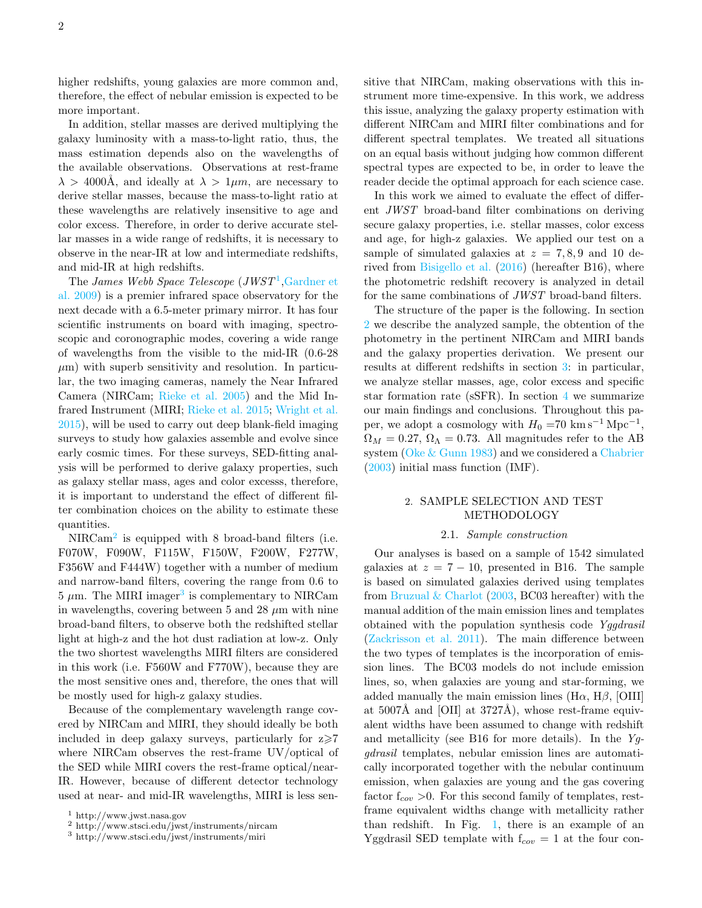higher redshifts, young galaxies are more common and, therefore, the effect of nebular emission is expected to be more important.

In addition, stellar masses are derived multiplying the galaxy luminosity with a mass-to-light ratio, thus, the mass estimation depends also on the wavelengths of the available observations. Observations at rest-frame $\lambda > 4000$Å, and ideally at $\lambda > 1\mu m$, are necessary to derive stellar masses, because the mass-to-light ratio at these wavelengths are relatively insensitive to age and color excess. Therefore, in order to derive accurate stellar masses in a wide range of redshifts, it is necessary to observe in the near-IR at low and intermediate redshifts, and mid-IR at high redshifts.

The *James Webb Space Telescope* (*JWST*[1], Gardner et al. 2009) is a premier infrared space observatory for the next decade with a 6.5-meter primary mirror. It has four scientific instruments on board with imaging, spectroscopic and coronographic modes, covering a wide range of wavelengths from the visible to the mid-IR (0.6-28 $\mu$m) with superb sensitivity and resolution. In particular, the two imaging cameras, namely the Near Infrared Camera (NIRCam; Rieke et al. 2005) and the Mid Infrared Instrument (MIRI; Rieke et al. 2015; Wright et al. 2015), will be used to carry out deep blank-field imaging surveys to study how galaxies assemble and evolve since early cosmic times. For these surveys, SED-fitting analysis will be performed to derive galaxy properties, such as galaxy stellar mass, ages and color excesss, therefore, it is important to understand the effect of different filter combination choices on the ability to estimate these quantities.

NIRCam[2] is equipped with 8 broad-band filters (i.e. F070W, F090W, F115W, F150W, F200W, F277W, F356W and F444W) together with a number of medium and narrow-band filters, covering the range from 0.6 to 5 $\mu$m. The MIRI imager[3] is complementary to NIRCam in wavelengths, covering between 5 and 28 $\mu$m with nine broad-band filters, to observe both the redshifted stellar light at high-z and the hot dust radiation at low-z. Only the two shortest wavelengths MIRI filters are considered in this work (i.e. F560W and F770W), because they are the most sensitive ones and, therefore, the ones that will be mostly used for high-z galaxy studies.

Because of the complementary wavelength range covered by NIRCam and MIRI, they should ideally be both included in deep galaxy surveys, particularly for z$\gtrsim$7 where NIRCam observes the rest-frame UV/optical of the SED while MIRI covers the rest-frame optical/near-IR. However, because of different detector technology used at near- and mid-IR wavelengths, MIRI is less sensitive that NIRCam, making observations with this instrument more time-expensive. In this work, we address this issue, analyzing the galaxy property estimation with different NIRCam and MIRI filter combinations and for different spectral templates. We treated all situations on an equal basis without judging how common different spectral types are expected to be, in order to leave the reader decide the optimal approach for each science case.

In this work we aimed to evaluate the effect of different *JWST* broad-band filter combinations on deriving secure galaxy properties, i.e. stellar masses, color excess and age, for high-z galaxies. We applied our test on a sample of simulated galaxies at $z = 7, 8, 9$ and 10 derived from Bisigello et al. (2016) (hereafter B16), where the photometric redshift recovery is analyzed in detail for the same combinations of *JWST* broad-band filters.

The structure of the paper is the following. In section 2 we describe the analyzed sample, the obtention of the photometry in the pertinent NIRCam and MIRI bands and the galaxy properties derivation. We present our results at different redshifts in section 3: in particular, we analyze stellar masses, age, color excess and specific star formation rate (sSFR). In section 4 we summarize our main findings and conclusions. Throughout this paper, we adopt a cosmology with $H_0 = 70$ km s$^{-1}$ Mpc$^{-1}$, $\Omega_M = 0.27$, $\Omega_\Lambda = 0.73$. All magnitudes refer to the AB system (Oke & Gunn 1983) and we considered a Chabrier (2003) initial mass function (IMF).

## 2. SAMPLE SELECTION AND TEST METHODOLOGY

### 2.1. *Sample construction*

Our analyses is based on a sample of 1542 simulated galaxies at $z = 7-10$, presented in B16. The sample is based on simulated galaxies derived using templates from Bruzual & Charlot (2003, BC03 hereafter) with the manual addition of the main emission lines and templates obtained with the population synthesis code *Yggdrasil* (Zackrisson et al. 2011). The main difference between the two types of templates is the incorporation of emission lines. The BC03 models do not include emission lines, so, when galaxies are young and star-forming, we added manually the main emission lines (H$\alpha$, H$\beta$, [OIII] at 5007Å and [OII] at 3727Å), whose rest-frame equivalent widths have been assumed to change with redshift and metallicity (see B16 for more details). In the *Yggdrasil* templates, nebular emission lines are automatically incorporated together with the nebular continuum emission, when galaxies are young and the gas covering factor $f_{cov} > 0$. For this second family of templates, rest-frame equivalent widths change with metallicity rather than redshift. In Fig. 1, there is an example of an Yggdrasil SED template with $f_{cov} = 1$ at the four con-

[1] http://www.jwst.nasa.gov
[2] http://www.stsci.edu/jwst/instruments/nircam
[3] http://www.stsci.edu/jwst/instruments/miri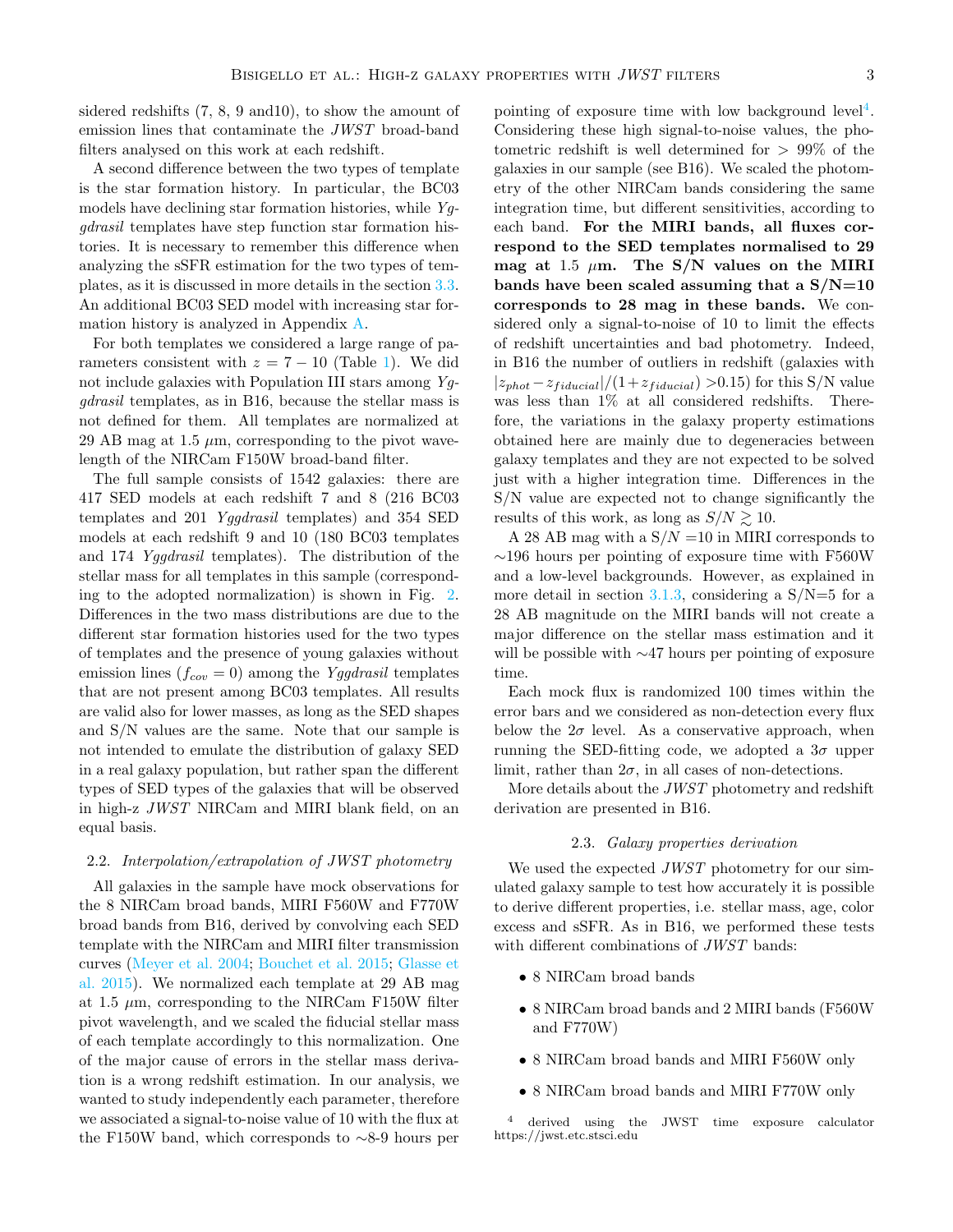sidered redshifts (7, 8, 9 and10), to show the amount of emission lines that contaminate the *JWST* broad-band filters analysed on this work at each redshift.

A second difference between the two types of template is the star formation history. In particular, the BC03 models have declining star formation histories, while *Yggdrasil* templates have step function star formation histories. It is necessary to remember this difference when analyzing the sSFR estimation for the two types of templates, as it is discussed in more details in the section 3.3. An additional BC03 SED model with increasing star formation history is analyzed in Appendix A.

For both templates we considered a large range of parameters consistent with $z = 7-10$ (Table 1). We did not include galaxies with Population III stars among *Yggdrasil* templates, as in B16, because the stellar mass is not defined for them. All templates are normalized at 29 AB mag at 1.5 $\mu$m, corresponding to the pivot wavelength of the NIRCam F150W broad-band filter.

The full sample consists of 1542 galaxies: there are 417 SED models at each redshift 7 and 8 (216 BC03 templates and 201 *Yggdrasil* templates) and 354 SED models at each redshift 9 and 10 (180 BC03 templates and 174 *Yggdrasil* templates). The distribution of the stellar mass for all templates in this sample (corresponding to the adopted normalization) is shown in Fig. 2. Differences in the two mass distributions are due to the different star formation histories used for the two types of templates and the presence of young galaxies without emission lines ($f_{cov} = 0$) among the *Yggdrasil* templates that are not present among BC03 templates. All results are valid also for lower masses, as long as the SED shapes and S/N values are the same. Note that our sample is not intended to emulate the distribution of galaxy SED in a real galaxy population, but rather span the different types of SED types of the galaxies that will be observed in high-z *JWST* NIRCam and MIRI blank field, on an equal basis.

### 2.2. *Interpolation/extrapolation of JWST photometry*

All galaxies in the sample have mock observations for the 8 NIRCam broad bands, MIRI F560W and F770W broad bands from B16, derived by convolving each SED template with the NIRCam and MIRI filter transmission curves (Meyer et al. 2004; Bouchet et al. 2015; Glasse et al. 2015). We normalized each template at 29 AB mag at 1.5 $\mu$m, corresponding to the NIRCam F150W filter pivot wavelength, and we scaled the fiducial stellar mass of each template accordingly to this normalization. One of the major cause of errors in the stellar mass derivation is a wrong redshift estimation. In our analysis, we wanted to study independently each parameter, therefore we associated a signal-to-noise value of 10 with the flux at the F150W band, which corresponds to ∼8-9 hours per pointing of exposure time with low background level[4]. Considering these high signal-to-noise values, the photometric redshift is well determined for > 99% of the galaxies in our sample (see B16). We scaled the photometry of the other NIRCam bands considering the same integration time, but different sensitivities, according to each band. **For the MIRI bands, all fluxes correspond to the SED templates normalised to 29 mag at 1.5 $\mu$m. The S/N values on the MIRI bands have been scaled assuming that a S/N=10 corresponds to 28 mag in these bands.** We considered only a signal-to-noise of 10 to limit the effects of redshift uncertainties and bad photometry. Indeed, in B16 the number of outliers in redshift (galaxies with $|z_{phot} - z_{fiducial}|/(1+z_{fiducial})$ >0.15) for this S/N value was less than 1% at all considered redshifts. Therefore, the variations in the galaxy property estimations obtained here are mainly due to degeneracies between galaxy templates and they are not expected to be solved just with a higher integration time. Differences in the S/N value are expected not to change significantly the results of this work, as long as $S/N \gtrsim 10$.

A 28 AB mag with a S/N =10 in MIRI corresponds to ∼196 hours per pointing of exposure time with F560W and a low-level backgrounds. However, as explained in more detail in section 3.1.3, considering a S/N=5 for a 28 AB magnitude on the MIRI bands will not create a major difference on the stellar mass estimation and it will be possible with ∼47 hours per pointing of exposure time.

Each mock flux is randomized 100 times within the error bars and we considered as non-detection every flux below the 2$\sigma$ level. As a conservative approach, when running the SED-fitting code, we adopted a 3$\sigma$ upper limit, rather than 2$\sigma$, in all cases of non-detections.

More details about the *JWST* photometry and redshift derivation are presented in B16.

### 2.3. *Galaxy properties derivation*

We used the expected *JWST* photometry for our simulated galaxy sample to test how accurately it is possible to derive different properties, i.e. stellar mass, age, color excess and sSFR. As in B16, we performed these tests with different combinations of *JWST* bands:

- 8 NIRCam broad bands
- 8 NIRCam broad bands and 2 MIRI bands (F560W and F770W)
- 8 NIRCam broad bands and MIRI F560W only
- 8 NIRCam broad bands and MIRI F770W only

[4] derived using the JWST time exposure calculator https://jwst.etc.stsci.edu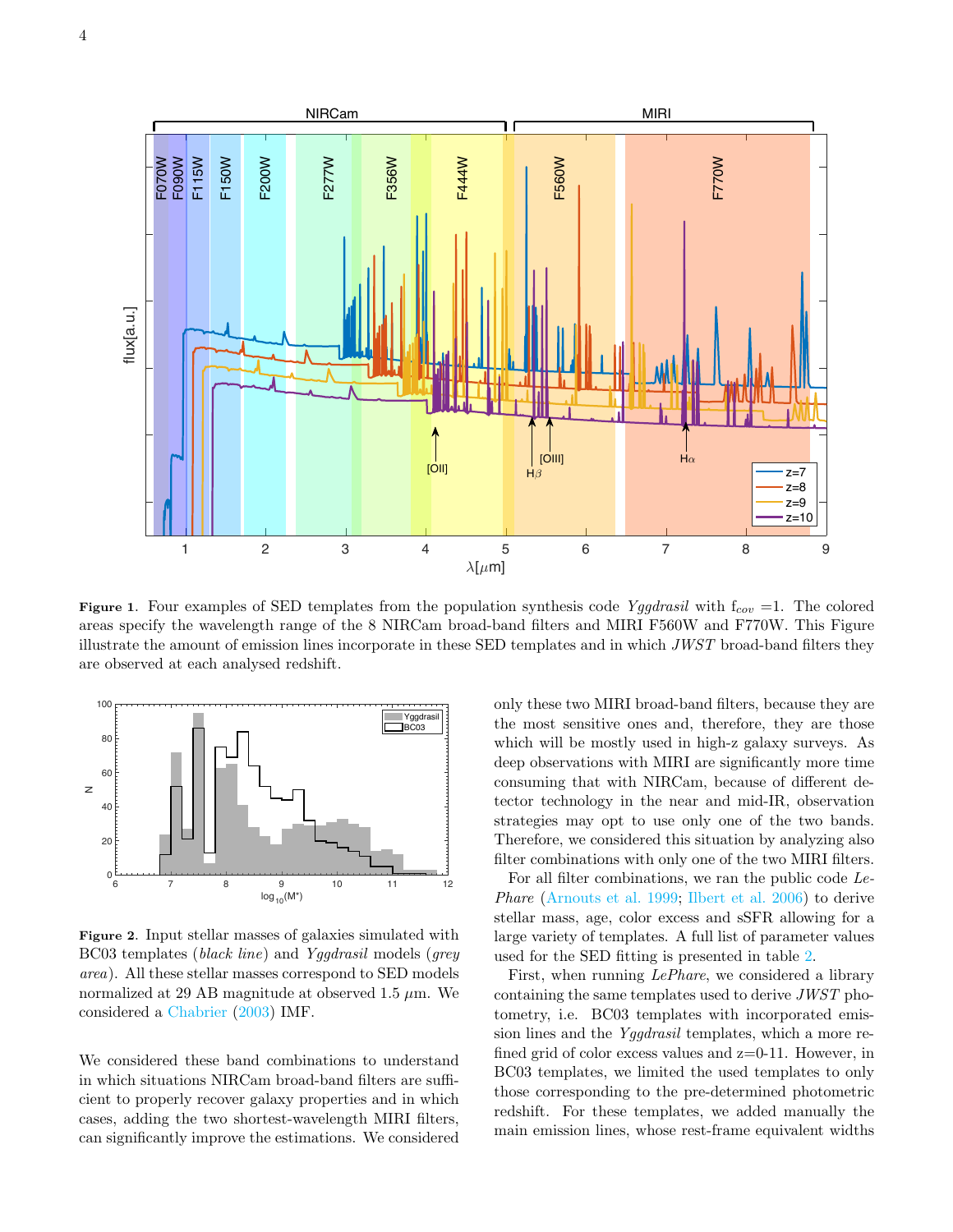**Figure 1**. Four examples of SED templates from the population synthesis code *Yggdrasil* with $f_{cov}$ =1. The colored areas specify the wavelength range of the 8 NIRCam broad-band filters and MIRI F560W and F770W. This Figure illustrate the amount of emission lines incorporate in these SED templates and in which *JWST* broad-band filters they are observed at each analysed redshift.

**Figure 2**. Input stellar masses of galaxies simulated with BC03 templates (*black line*) and *Yggdrasil* models (*grey area*). All these stellar masses correspond to SED models normalized at 29 AB magnitude at observed 1.5 $\mu$m. We considered a Chabrier (2003) IMF.

We considered these band combinations to understand in which situations NIRCam broad-band filters are sufficient to properly recover galaxy properties and in which cases, adding the two shortest-wavelength MIRI filters, can significantly improve the estimations. We considered only these two MIRI broad-band filters, because they are the most sensitive ones and, therefore, they are those which will be mostly used in high-z galaxy surveys. As deep observations with MIRI are significantly more time consuming that with NIRCam, because of different detector technology in the near and mid-IR, observation strategies may opt to use only one of the two bands. Therefore, we considered this situation by analyzing also filter combinations with only one of the two MIRI filters.

For all filter combinations, we ran the public code *LePhare* (Arnouts et al. 1999; Ilbert et al. 2006) to derive stellar mass, age, color excess and sSFR allowing for a large variety of templates. A full list of parameter values used for the SED fitting is presented in table 2.

First, when running *LePhare*, we considered a library containing the same templates used to derive *JWST* photometry, i.e. BC03 templates with incorporated emission lines and the *Yggdrasil* templates, which a more refined grid of color excess values and z=0-11. However, in BC03 templates, we limited the used templates to only those corresponding to the pre-determined photometric redshift. For these templates, we added manually the main emission lines, whose rest-frame equivalent widths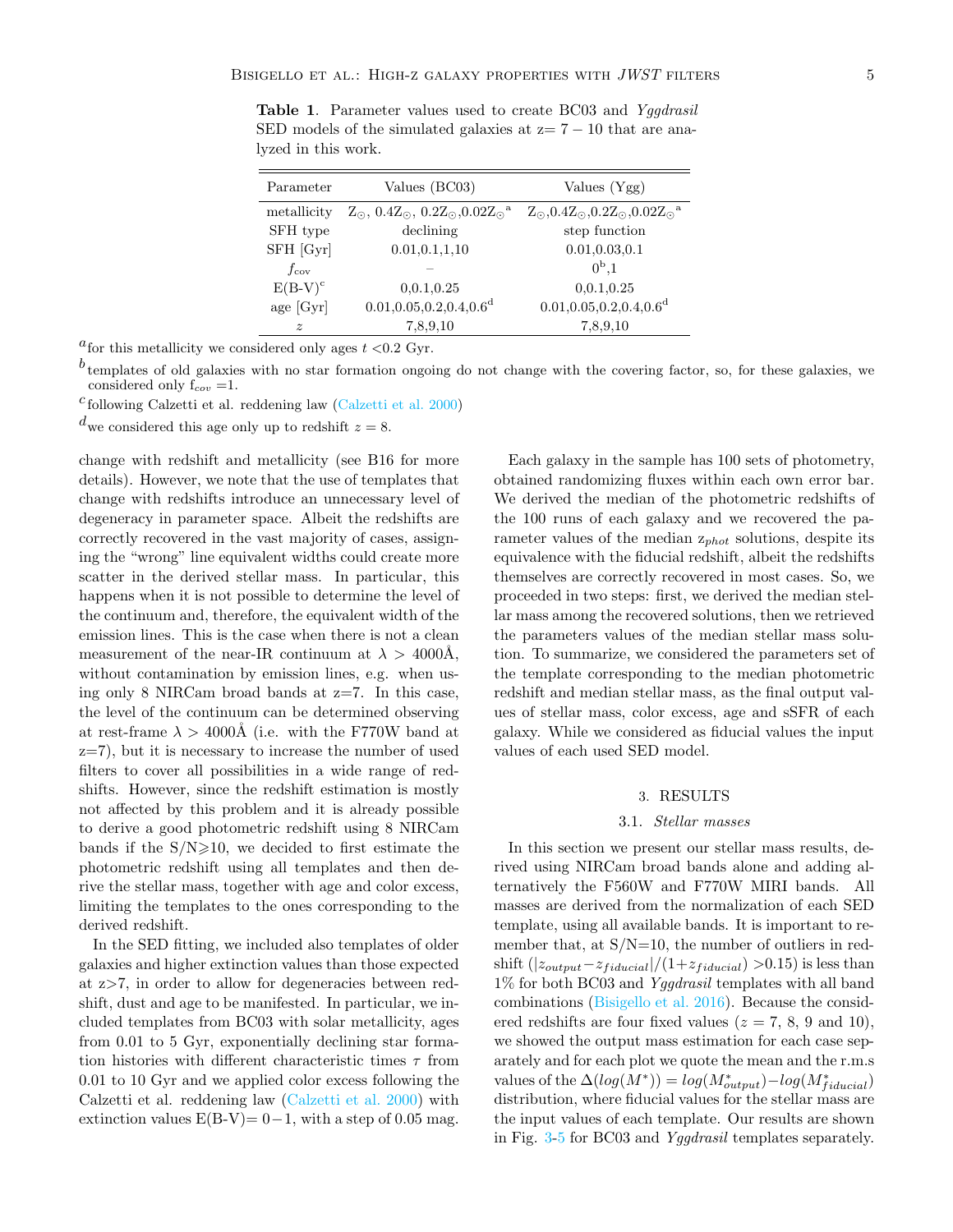**Table 1**. Parameter values used to create BC03 and *Yggdrasil* SED models of the simulated galaxies at z= 7 − 10 that are analyzed in this work.

| Parameter | Values (BC03) | Values (Ygg) |
|---|---|---|
| metallicity | $Z_\odot$, $0.4Z_\odot$, $0.2Z_\odot$, $0.02Z_\odot$[a] | $Z_\odot$, $0.4Z_\odot$, $0.2Z_\odot$, $0.02Z_\odot$[a] |
| SFH type | declining | step function |
| SFH [Gyr] | 0.01,0.1,1,10 | 0.01,0.03,0.1 |
| $f_{\rm cov}$ | – | 0[b],1 |
| E(B-V)[c] | 0,0.1,0.25 | 0,0.1,0.25 |
| age [Gyr] | 0.01,0.05,0.2,0.4,0.6[d] | 0.01,0.05,0.2,0.4,0.6[d] |
| $z$ | 7,8,9,10 | 7,8,9,10 |

[a] for this metallicity we considered only ages $t$ <0.2 Gyr.

[b] templates of old galaxies with no star formation ongoing do not change with the covering factor, so, for these galaxies, we considered only $f_{cov}$ =1.

[c] following Calzetti et al. reddening law (Calzetti et al. 2000)

[d] we considered this age only up to redshift $z = 8$.

change with redshift and metallicity (see B16 for more details). However, we note that the use of templates that change with redshifts introduce an unnecessary level of degeneracy in parameter space. Albeit the redshifts are correctly recovered in the vast majority of cases, assigning the "wrong" line equivalent widths could create more scatter in the derived stellar mass. In particular, this happens when it is not possible to determine the level of the continuum and, therefore, the equivalent width of the emission lines. This is the case when there is not a clean measurement of the near-IR continuum at $\lambda >$ 4000Å, without contamination by emission lines, e.g. when using only 8 NIRCam broad bands at z=7. In this case, the level of the continuum can be determined observing at rest-frame $\lambda >$ 4000Å (i.e. with the F770W band at z=7), but it is necessary to increase the number of used filters to cover all possibilities in a wide range of redshifts. However, since the redshift estimation is mostly not affected by this problem and it is already possible to derive a good photometric redshift using 8 NIRCam bands if the S/N⩾10, we decided to first estimate the photometric redshift using all templates and then derive the stellar mass, together with age and color excess, limiting the templates to the ones corresponding to the derived redshift.

In the SED fitting, we included also templates of older galaxies and higher extinction values than those expected at z>7, in order to allow for degeneracies between redshift, dust and age to be manifested. In particular, we included templates from BC03 with solar metallicity, ages from 0.01 to 5 Gyr, exponentially declining star formation histories with different characteristic times $\tau$ from 0.01 to 10 Gyr and we applied color excess following the Calzetti et al. reddening law (Calzetti et al. 2000) with extinction values E(B-V)= 0−1, with a step of 0.05 mag.

Each galaxy in the sample has 100 sets of photometry, obtained randomizing fluxes within each own error bar. We derived the median of the photometric redshifts of the 100 runs of each galaxy and we recovered the parameter values of the median $z_{phot}$ solutions, despite its equivalence with the fiducial redshift, albeit the redshifts themselves are correctly recovered in most cases. So, we proceeded in two steps: first, we derived the median stellar mass among the recovered solutions, then we retrieved the parameters values of the median stellar mass solution. To summarize, we considered the parameters set of the template corresponding to the median photometric redshift and median stellar mass, as the final output values of stellar mass, color excess, age and sSFR of each galaxy. While we considered as fiducial values the input values of each used SED model.

## 3. RESULTS

### 3.1. *Stellar masses*

In this section we present our stellar mass results, derived using NIRCam broad bands alone and adding alternatively the F560W and F770W MIRI bands. All masses are derived from the normalization of each SED template, using all available bands. It is important to remember that, at S/N=10, the number of outliers in redshift ($|z_{output}-z_{fiducial}|/(1+z_{fiducial})$ >0.15) is less than 1% for both BC03 and *Yggdrasil* templates with all band combinations (Bisigello et al. 2016). Because the considered redshifts are four fixed values ($z$ = 7, 8, 9 and 10), we showed the output mass estimation for each case separately and for each plot we quote the mean and the r.m.s values of the $\Delta(log(M^{*})) = log(M^{*}_{output}) - log(M^{*}_{fiducial})$ distribution, where fiducial values for the stellar mass are the input values of each template. Our results are shown in Fig. 3-5 for BC03 and *Yggdrasil* templates separately.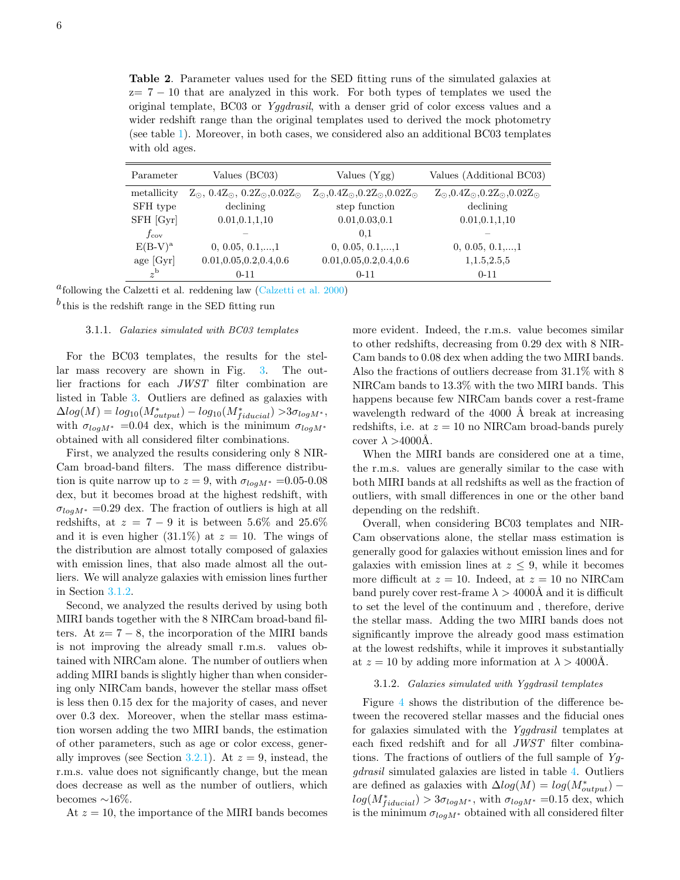**Table 2**. Parameter values used for the SED fitting runs of the simulated galaxies at z= 7 − 10 that are analyzed in this work. For both types of templates we used the original template, BC03 or *Yggdrasil*, with a denser grid of color excess values and a wider redshift range than the original templates used to derived the mock photometry (see table 1). Moreover, in both cases, we considered also an additional BC03 templates with old ages.

| Parameter | Values (BC03) | Values (Ygg) | Values (Additional BC03) |
|---|---|---|---|
| metallicity | $Z_{\odot}$, $0.4Z_{\odot}$, $0.2Z_{\odot}$,$0.02Z_{\odot}$ | $Z_{\odot}$,$0.4Z_{\odot}$,$0.2Z_{\odot}$,$0.02Z_{\odot}$ | $Z_{\odot}$,$0.4Z_{\odot}$,$0.2Z_{\odot}$,$0.02Z_{\odot}$ |
| SFH type | declining | step function | declining |
| SFH [Gyr] | 0.01,0.1,1,10 | 0.01,0.03,0.1 | 0.01,0.1,1,10 |
| $f_{\rm cov}$ | – | 0,1 | – |
| E(B-V)[a] | 0, 0.05, 0.1,...,1 | 0, 0.05, 0.1,...,1 | 0, 0.05, 0.1,...,1 |
| age [Gyr] | 0.01,0.05,0.2,0.4,0.6 | 0.01,0.05,0.2,0.4,0.6 | 1,1.5,2.5,5 |
| $z$[b] | 0-11 | 0-11 | 0-11 |

[a] following the Calzetti et al. reddening law (Calzetti et al. 2000)

[b] this is the redshift range in the SED fitting run

#### 3.1.1. *Galaxies simulated with BC03 templates*

For the BC03 templates, the results for the stellar mass recovery are shown in Fig. 3. The outlier fractions for each *JWST* filter combination are listed in Table 3. Outliers are defined as galaxies with $\Delta log(M) = log_{10}(M^{*}_{output}) - log_{10}(M^{*}_{fiducial}) > 3\sigma_{logM^{*}}$, with $\sigma_{logM^{*}}$ =0.04 dex, which is the minimum $\sigma_{logM^{*}}$ obtained with all considered filter combinations.

First, we analyzed the results considering only 8 NIRCam broad-band filters. The mass difference distribution is quite narrow up to $z = 9$, with $\sigma_{logM^{*}}$ =0.05-0.08 dex, but it becomes broad at the highest redshift, with $\sigma_{logM^{*}}$ =0.29 dex. The fraction of outliers is high at all redshifts, at $z = 7-9$ it is between 5.6% and 25.6% and it is even higher (31.1%) at $z = 10$. The wings of the distribution are almost totally composed of galaxies with emission lines, that also made almost all the outliers. We will analyze galaxies with emission lines further in Section 3.1.2.

Second, we analyzed the results derived by using both MIRI bands together with the 8 NIRCam broad-band filters. At z= 7 − 8, the incorporation of the MIRI bands is not improving the already small r.m.s. values obtained with NIRCam alone. The number of outliers when adding MIRI bands is slightly higher than when considering only NIRCam bands, however the stellar mass offset is less then 0.15 dex for the majority of cases, and never over 0.3 dex. Moreover, when the stellar mass estimation worsen adding the two MIRI bands, the estimation of other parameters, such as age or color excess, generally improves (see Section 3.2.1). At $z = 9$, instead, the r.m.s. value does not significantly change, but the mean does decrease as well as the number of outliers, which becomes ∼16%.

At $z = 10$, the importance of the MIRI bands becomes more evident. Indeed, the r.m.s. value becomes similar to other redshifts, decreasing from 0.29 dex with 8 NIRCam bands to 0.08 dex when adding the two MIRI bands. Also the fractions of outliers decrease from 31.1% with 8 NIRCam bands to 13.3% with the two MIRI bands. This happens because few NIRCam bands cover a rest-frame wavelength redward of the 4000 Å break at increasing redshifts, i.e. at $z = 10$ no NIRCam broad-bands purely cover $\lambda >$4000Å.

When the MIRI bands are considered one at a time, the r.m.s. values are generally similar to the case with both MIRI bands at all redshifts as well as the fraction of outliers, with small differences in one or the other band depending on the redshift.

Overall, when considering BC03 templates and NIRCam observations alone, the stellar mass estimation is generally good for galaxies without emission lines and for galaxies with emission lines at $z \leq 9$, while it becomes more difficult at $z = 10$. Indeed, at $z = 10$ no NIRCam band purely cover rest-frame $\lambda > 4000$Å and it is difficult to set the level of the continuum and , therefore, derive the stellar mass. Adding the two MIRI bands does not significantly improve the already good mass estimation at the lowest redshifts, while it improves it substantially at $z = 10$ by adding more information at $\lambda > 4000$Å.

#### 3.1.2. *Galaxies simulated with Yggdrasil templates*

Figure 4 shows the distribution of the difference between the recovered stellar masses and the fiducial ones for galaxies simulated with the *Yggdrasil* templates at each fixed redshift and for all *JWST* filter combinations. The fractions of outliers of the full sample of *Yggdrasil* simulated galaxies are listed in table 4. Outliers are defined as galaxies with $\Delta log(M) = log(M^{*}_{output}) - log(M^{*}_{fiducial}) > 3\sigma_{logM^{*}}$, with $\sigma_{logM^{*}}$ =0.15 dex, which is the minimum $\sigma_{logM^{*}}$ obtained with all considered filter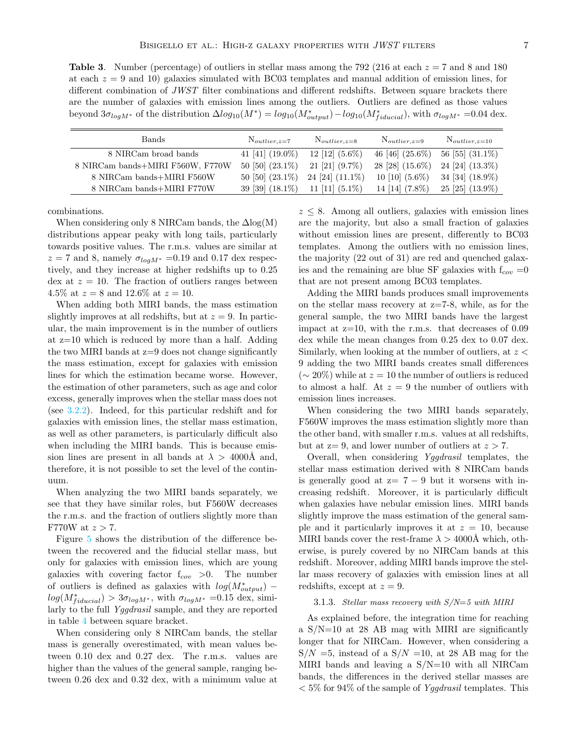**Table 3**. Number (percentage) of outliers in stellar mass among the 792 (216 at each $z = 7$ and 8 and 180 at each $z = 9$ and 10) galaxies simulated with BC03 templates and manual addition of emission lines, for different combination of *JWST* filter combinations and different redshifts. Between square brackets there are the number of galaxies with emission lines among the outliers. Outliers are defined as those values beyond $3\sigma_{logM^*}$ of the distribution $\Delta log_{10}(M^*) = log_{10}(M^*_{output}) - log_{10}(M^*_{fiducial})$, with $\sigma_{logM^*}$ =0.04 dex.

| Bands | $N_{outlier,z=7}$ | $N_{outlier,z=8}$ | $N_{outlier,z=9}$ | $N_{outlier,z=10}$ |
|---|---|---|---|---|
| 8 NIRCam broad bands | 41 [41] (19.0%) | 12 [12] (5.6%) | 46 [46] (25.6%) | 56 [55] (31.1%) |
| 8 NIRCam bands+MIRI F560W, F770W | 50 [50] (23.1%) | 21 [21] (9.7%) | 28 [28] (15.6%) | 24 [24] (13.3%) |
| 8 NIRCam bands+MIRI F560W | 50 [50] (23.1%) | 24 [24] (11.1%) | 10 [10] (5.6%) | 34 [34] (18.9%) |
| 8 NIRCam bands+MIRI F770W | 39 [39] (18.1%) | 11 [11] (5.1%) | 14 [14] (7.8%) | 25 [25] (13.9%) |

combinations.

When considering only 8 NIRCam bands, the Δlog(M) distributions appear peaky with long tails, particularly towards positive values. The r.m.s. values are similar at $z = 7$ and 8, namely $\sigma_{logM^*}$ =0.19 and 0.17 dex respectively, and they increase at higher redshifts up to 0.25 dex at $z = 10$. The fraction of outliers ranges between 4.5% at $z = 8$ and 12.6% at $z = 10$.

When adding both MIRI bands, the mass estimation slightly improves at all redshifts, but at $z = 9$. In particular, the main improvement is in the number of outliers at z=10 which is reduced by more than a half. Adding the two MIRI bands at z=9 does not change significantly the mass estimation, except for galaxies with emission lines for which the estimation became worse. However, the estimation of other parameters, such as age and color excess, generally improves when the stellar mass does not (see 3.2.2). Indeed, for this particular redshift and for galaxies with emission lines, the stellar mass estimation, as well as other parameters, is particularly difficult also when including the MIRI bands. This is because emission lines are present in all bands at $\lambda > 4000$Å and, therefore, it is not possible to set the level of the continuum.

When analyzing the two MIRI bands separately, we see that they have similar roles, but F560W decreases the r.m.s. and the fraction of outliers slightly more than F770W at $z > 7$.

Figure 5 shows the distribution of the difference between the recovered and the fiducial stellar mass, but only for galaxies with emission lines, which are young galaxies with covering factor $f_{cov} > 0$. The number of outliers is defined as galaxies with $log(M^*_{output}) - log(M^*_{fiducial}) > 3\sigma_{logM^*}$, with $\sigma_{logM^*}$ =0.15 dex, similarly to the full *Yggdrasil* sample, and they are reported in table 4 between square bracket.

When considering only 8 NIRCam bands, the stellar mass is generally overestimated, with mean values between 0.10 dex and 0.27 dex. The r.m.s. values are higher than the values of the general sample, ranging between 0.26 dex and 0.32 dex, with a minimum value at $z \leq 8$. Among all outliers, galaxies with emission lines are the majority, but also a small fraction of galaxies without emission lines are present, differently to BC03 templates. Among the outliers with no emission lines, the majority (22 out of 31) are red and quenched galaxies and the remaining are blue SF galaxies with $f_{cov}$ =0 that are not present among BC03 templates.

Adding the MIRI bands produces small improvements on the stellar mass recovery at z=7-8, while, as for the general sample, the two MIRI bands have the largest impact at z=10, with the r.m.s. that decreases of 0.09 dex while the mean changes from 0.25 dex to 0.07 dex. Similarly, when looking at the number of outliers, at $z < 9$ adding the two MIRI bands creates small differences (∼ 20%) while at $z = 10$ the number of outliers is reduced to almost a half. At $z = 9$ the number of outliers with emission lines increases.

When considering the two MIRI bands separately, F560W improves the mass estimation slightly more than the other band, with smaller r.m.s. values at all redshifts, but at z= 9, and lower number of outliers at $z > 7$.

Overall, when considering *Yggdrasil* templates, the stellar mass estimation derived with 8 NIRCam bands is generally good at z= 7 − 9 but it worsens with increasing redshift. Moreover, it is particularly difficult when galaxies have nebular emission lines. MIRI bands slightly improve the mass estimation of the general sample and it particularly improves it at $z = 10$, because MIRI bands cover the rest-frame $\lambda > 4000$Å which, otherwise, is purely covered by no NIRCam bands at this redshift. Moreover, adding MIRI bands improve the stellar mass recovery of galaxies with emission lines at all redshifts, except at $z = 9$.

#### 3.1.3. *Stellar mass recovery with S/N=5 with MIRI*

As explained before, the integration time for reaching a S/N=10 at 28 AB mag with MIRI are significantly longer that for NIRCam. However, when considering a $S/N$ =5, instead of a $S/N$ =10, at 28 AB mag for the MIRI bands and leaving a S/N=10 with all NIRCam bands, the differences in the derived stellar masses are < 5% for 94% of the sample of *Yggdrasil* templates. This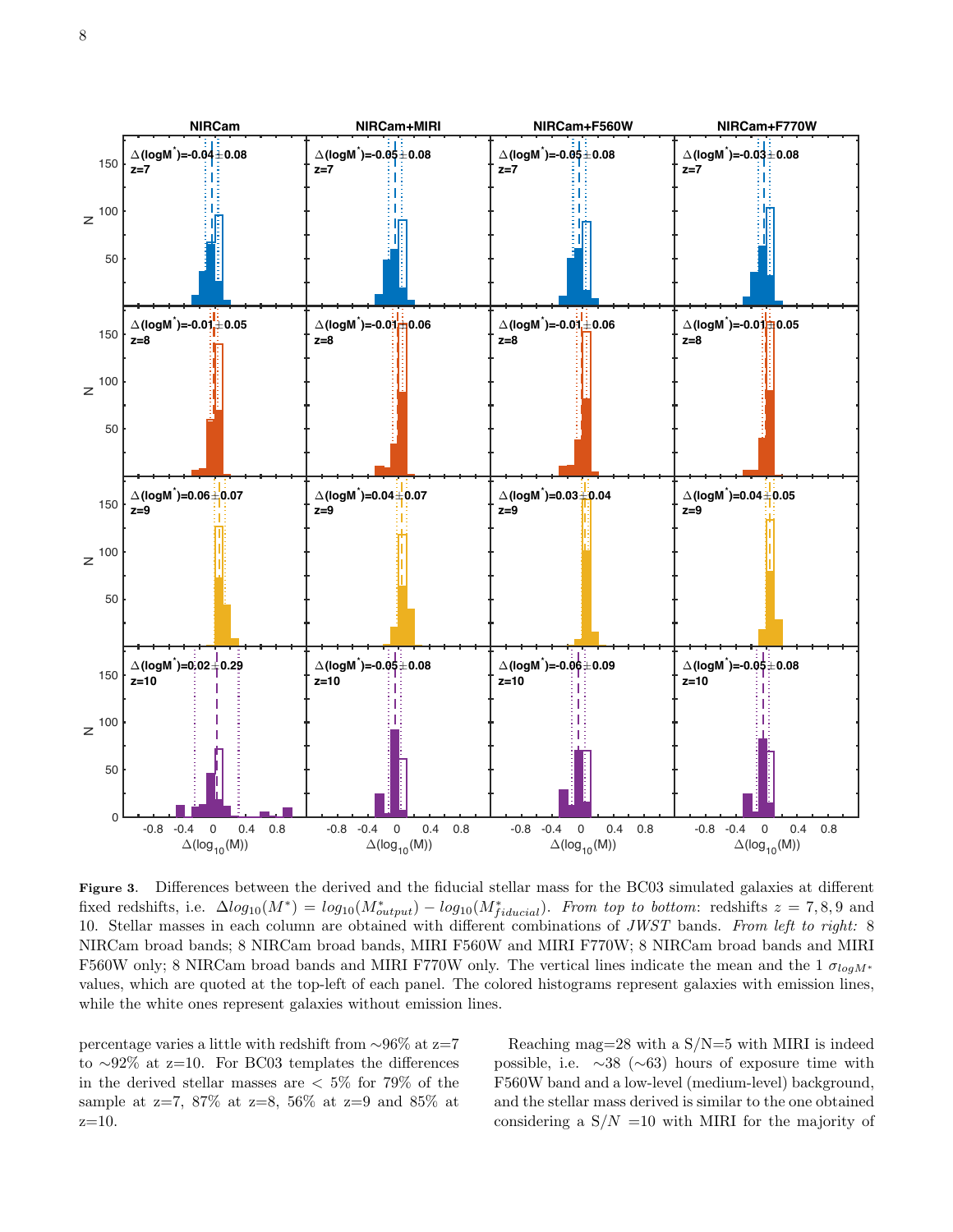**Figure 3.** Differences between the derived and the fiducial stellar mass for the BC03 simulated galaxies at different fixed redshifts, i.e. $\Delta log_{10}(M^*) = log_{10}(M^*_{output}) - log_{10}(M^*_{fiducial})$. *From top to bottom*: redshifts $z = 7, 8, 9$ and 10. Stellar masses in each column are obtained with different combinations of *JWST* bands. *From left to right:* 8 NIRCam broad bands; 8 NIRCam broad bands, MIRI F560W and MIRI F770W; 8 NIRCam broad bands and MIRI F560W only; 8 NIRCam broad bands and MIRI F770W only. The vertical lines indicate the mean and the 1 $\sigma_{logM^*}$ values, which are quoted at the top-left of each panel. The colored histograms represent galaxies with emission lines, while the white ones represent galaxies without emission lines.

percentage varies a little with redshift from ∼96% at z=7 to ∼92% at z=10. For BC03 templates the differences in the derived stellar masses are < 5% for 79% of the sample at z=7, 87% at z=8, 56% at z=9 and 85% at z=10.

Reaching mag=28 with a S/N=5 with MIRI is indeed possible, i.e. ∼38 (∼63) hours of exposure time with F560W band and a low-level (medium-level) background, and the stellar mass derived is similar to the one obtained considering a $S/N = 10$ with MIRI for the majority of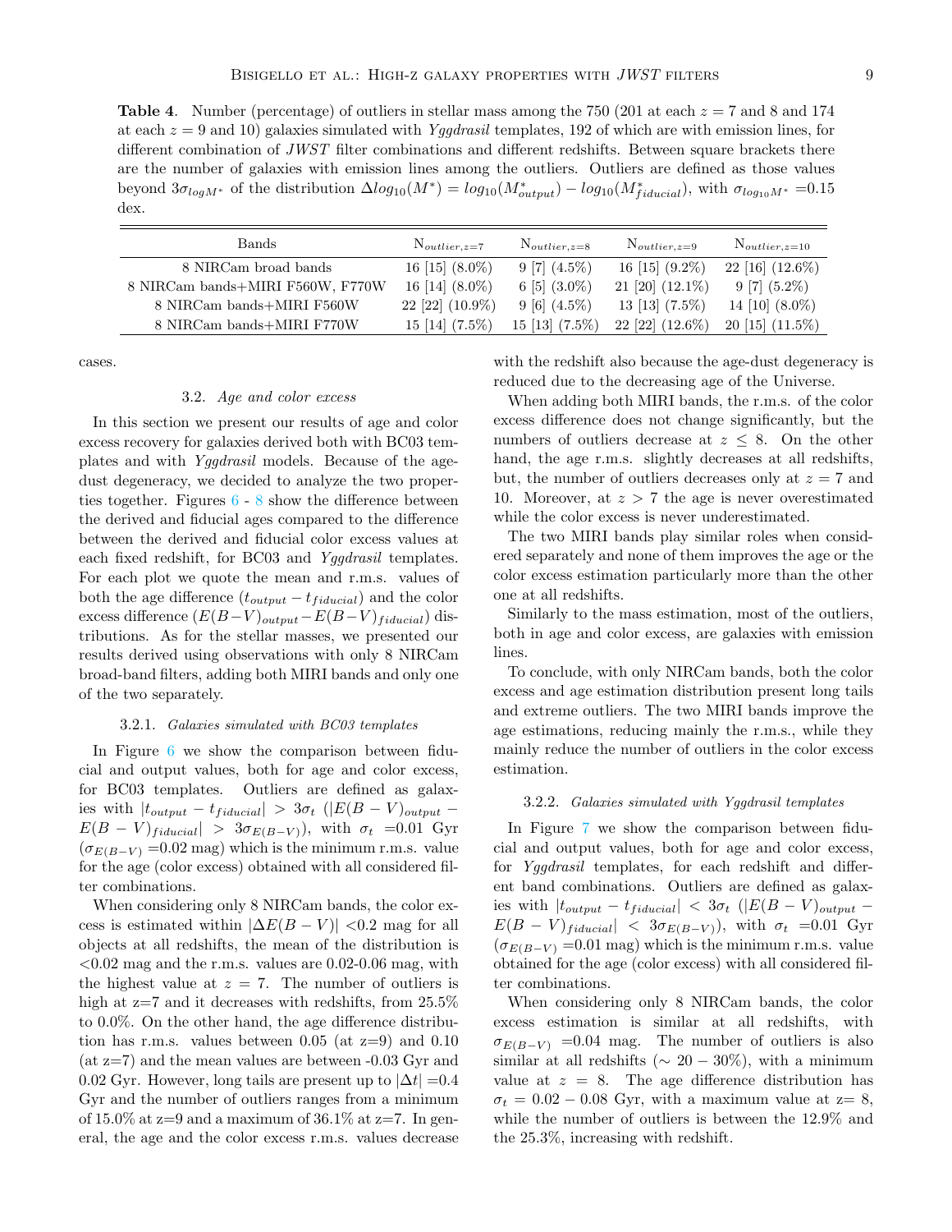**Table 4**. Number (percentage) of outliers in stellar mass among the 750 (201 at each $z=7$ and 8 and 174 at each $z=9$ and 10) galaxies simulated with *Yggdrasil* templates, 192 of which are with emission lines, for different combination of *JWST* filter combinations and different redshifts. Between square brackets there are the number of galaxies with emission lines among the outliers. Outliers are defined as those values beyond $3\sigma_{logM^*}$ of the distribution $\Delta log_{10}(M^*) = log_{10}(M^*_{output}) - log_{10}(M^*_{fiducial})$, with $\sigma_{log_{10}M^*}$ =0.15 dex.

| Bands | $N_{outlier,z=7}$ | $N_{outlier,z=8}$ | $N_{outlier,z=9}$ | $N_{outlier,z=10}$ |
|---|---|---|---|---|
| 8 NIRCam broad bands | 16 [15] (8.0%) | 9 [7] (4.5%) | 16 [15] (9.2%) | 22 [16] (12.6%) |
| 8 NIRCam bands+MIRI F560W, F770W | 16 [14] (8.0%) | 6 [5] (3.0%) | 21 [20] (12.1%) | 9 [7] (5.2%) |
| 8 NIRCam bands+MIRI F560W | 22 [22] (10.9%) | 9 [6] (4.5%) | 13 [13] (7.5%) | 14 [10] (8.0%) |
| 8 NIRCam bands+MIRI F770W | 15 [14] (7.5%) | 15 [13] (7.5%) | 22 [22] (12.6%) | 20 [15] (11.5%) |

cases.

### 3.2. *Age and color excess*

In this section we present our results of age and color excess recovery for galaxies derived both with BC03 templates and with *Yggdrasil* models. Because of the age-dust degeneracy, we decided to analyze the two properties together. Figures 6 - 8 show the difference between the derived and fiducial ages compared to the difference between the derived and fiducial color excess values at each fixed redshift, for BC03 and *Yggdrasil* templates. For each plot we quote the mean and r.m.s. values of both the age difference ($t_{output} - t_{fiducial}$) and the color excess difference ($E(B-V)_{output} - E(B-V)_{fiducial}$) distributions. As for the stellar masses, we presented our results derived using observations with only 8 NIRCam broad-band filters, adding both MIRI bands and only one of the two separately.

#### 3.2.1. *Galaxies simulated with BC03 templates*

In Figure 6 we show the comparison between fiducial and output values, both for age and color excess, for BC03 templates. Outliers are defined as galaxies with $|t_{output} - t_{fiducial}| > 3\sigma_t$ ($|E(B-V)_{output} - E(B-V)_{fiducial}| > 3\sigma_{E(B-V)}$), with $\sigma_t$ =0.01 Gyr ($\sigma_{E(B-V)}$ =0.02 mag) which is the minimum r.m.s. value for the age (color excess) obtained with all considered filter combinations.

When considering only 8 NIRCam bands, the color excess is estimated within $|\Delta E(B-V)|$ <0.2 mag for all objects at all redshifts, the mean of the distribution is <0.02 mag and the r.m.s. values are 0.02-0.06 mag, with the highest value at $z=7$. The number of outliers is high at z=7 and it decreases with redshifts, from 25.5% to 0.0%. On the other hand, the age difference distribution has r.m.s. values between 0.05 (at z=9) and 0.10 (at z=7) and the mean values are between -0.03 Gyr and 0.02 Gyr. However, long tails are present up to $|\Delta t|$ =0.4 Gyr and the number of outliers ranges from a minimum of 15.0% at z=9 and a maximum of 36.1% at z=7. In general, the age and the color excess r.m.s. values decrease with the redshift also because the age-dust degeneracy is reduced due to the decreasing age of the Universe.

When adding both MIRI bands, the r.m.s. of the color excess difference does not change significantly, but the numbers of outliers decrease at $z \leq 8$. On the other hand, the age r.m.s. slightly decreases at all redshifts, but, the number of outliers decreases only at $z=7$ and 10. Moreover, at $z>7$ the age is never overestimated while the color excess is never underestimated.

The two MIRI bands play similar roles when considered separately and none of them improves the age or the color excess estimation particularly more than the other one at all redshifts.

Similarly to the mass estimation, most of the outliers, both in age and color excess, are galaxies with emission lines.

To conclude, with only NIRCam bands, both the color excess and age estimation distribution present long tails and extreme outliers. The two MIRI bands improve the age estimations, reducing mainly the r.m.s., while they mainly reduce the number of outliers in the color excess estimation.

#### 3.2.2. *Galaxies simulated with Yggdrasil templates*

In Figure 7 we show the comparison between fiducial and output values, both for age and color excess, for *Yggdrasil* templates, for each redshift and different band combinations. Outliers are defined as galaxies with $|t_{output} - t_{fiducial}| < 3\sigma_t$ ($|E(B-V)_{output} - E(B-V)_{fiducial}| < 3\sigma_{E(B-V)}$), with $\sigma_t$ =0.01 Gyr ($\sigma_{E(B-V)}$ =0.01 mag) which is the minimum r.m.s. value obtained for the age (color excess) with all considered filter combinations.

When considering only 8 NIRCam bands, the color excess estimation is similar at all redshifts, with $\sigma_{E(B-V)}$ =0.04 mag. The number of outliers is also similar at all redshifts ($\sim 20-30\%$), with a minimum value at $z=8$. The age difference distribution has $\sigma_t = 0.02 - 0.08$ Gyr, with a maximum value at z= 8, while the number of outliers is between the 12.9% and the 25.3%, increasing with redshift.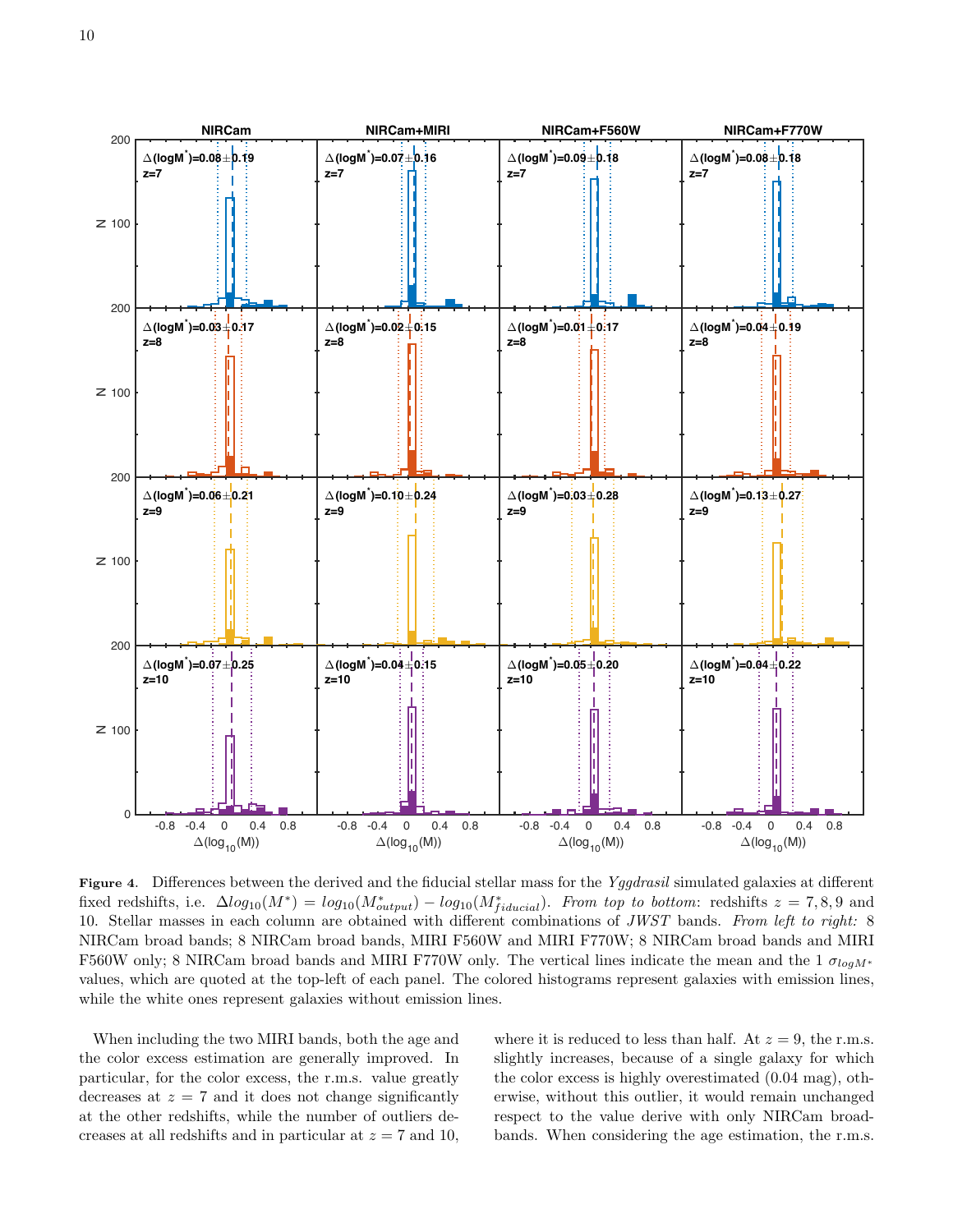**Figure 4.** Differences between the derived and the fiducial stellar mass for the *Yggdrasil* simulated galaxies at different fixed redshifts, i.e. $\Delta log_{10}(M^*) = log_{10}(M^*_{output}) - log_{10}(M^*_{fiducial})$. *From top to bottom*: redshifts $z = 7, 8, 9$ and 10. Stellar masses in each column are obtained with different combinations of *JWST* bands. *From left to right:* 8 NIRCam broad bands; 8 NIRCam broad bands, MIRI F560W and MIRI F770W; 8 NIRCam broad bands and MIRI F560W only; 8 NIRCam broad bands and MIRI F770W only. The vertical lines indicate the mean and the 1 $\sigma_{logM^*}$ values, which are quoted at the top-left of each panel. The colored histograms represent galaxies with emission lines, while the white ones represent galaxies without emission lines.

When including the two MIRI bands, both the age and the color excess estimation are generally improved. In particular, for the color excess, the r.m.s. value greatly decreases at $z = 7$ and it does not change significantly at the other redshifts, while the number of outliers decreases at all redshifts and in particular at $z = 7$ and 10, where it is reduced to less than half. At $z = 9$, the r.m.s. slightly increases, because of a single galaxy for which the color excess is highly overestimated (0.04 mag), otherwise, without this outlier, it would remain unchanged respect to the value derive with only NIRCam broadbands. When considering the age estimation, the r.m.s.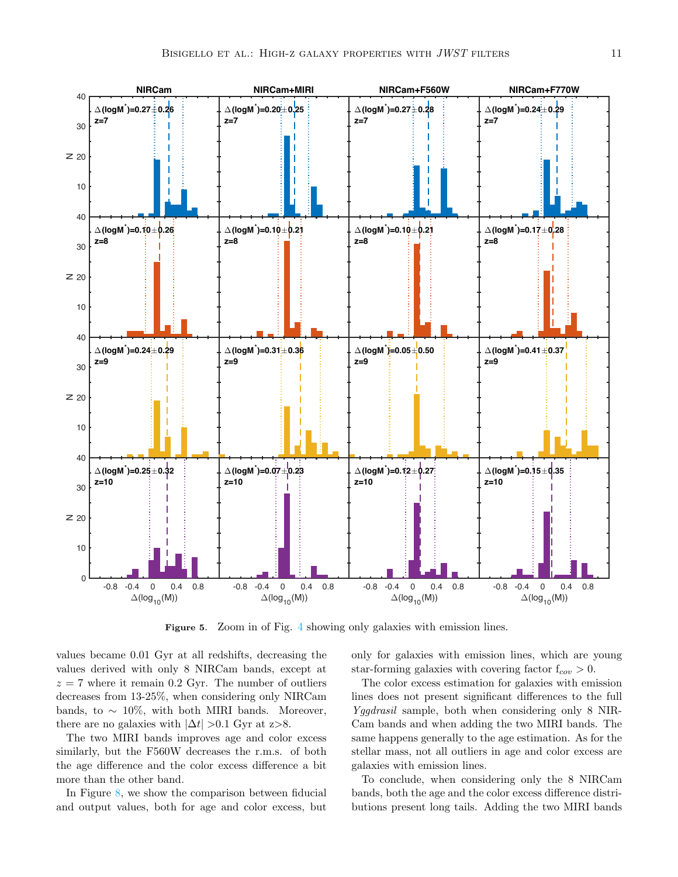Figure 5. Zoom in of Fig. 4 showing only galaxies with emission lines.

values became 0.01 Gyr at all redshifts, decreasing the values derived with only 8 NIRCam bands, except at $z = 7$ where it remain 0.2 Gyr. The number of outliers decreases from 13-25%, when considering only NIRCam bands, to $\sim$ 10%, with both MIRI bands. Moreover, there are no galaxies with $|\Delta t| > 0.1$ Gyr at z>8.

The two MIRI bands improves age and color excess similarly, but the F560W decreases the r.m.s. of both the age difference and the color excess difference a bit more than the other band.

In Figure 8, we show the comparison between fiducial and output values, both for age and color excess, but only for galaxies with emission lines, which are young star-forming galaxies with covering factor $f_{cov} > 0$.

The color excess estimation for galaxies with emission lines does not present significant differences to the full *Yggdrasil* sample, both when considering only 8 NIRCam bands and when adding the two MIRI bands. The same happens generally to the age estimation. As for the stellar mass, not all outliers in age and color excess are galaxies with emission lines.

To conclude, when considering only the 8 NIRCam bands, both the age and the color excess difference distributions present long tails. Adding the two MIRI bands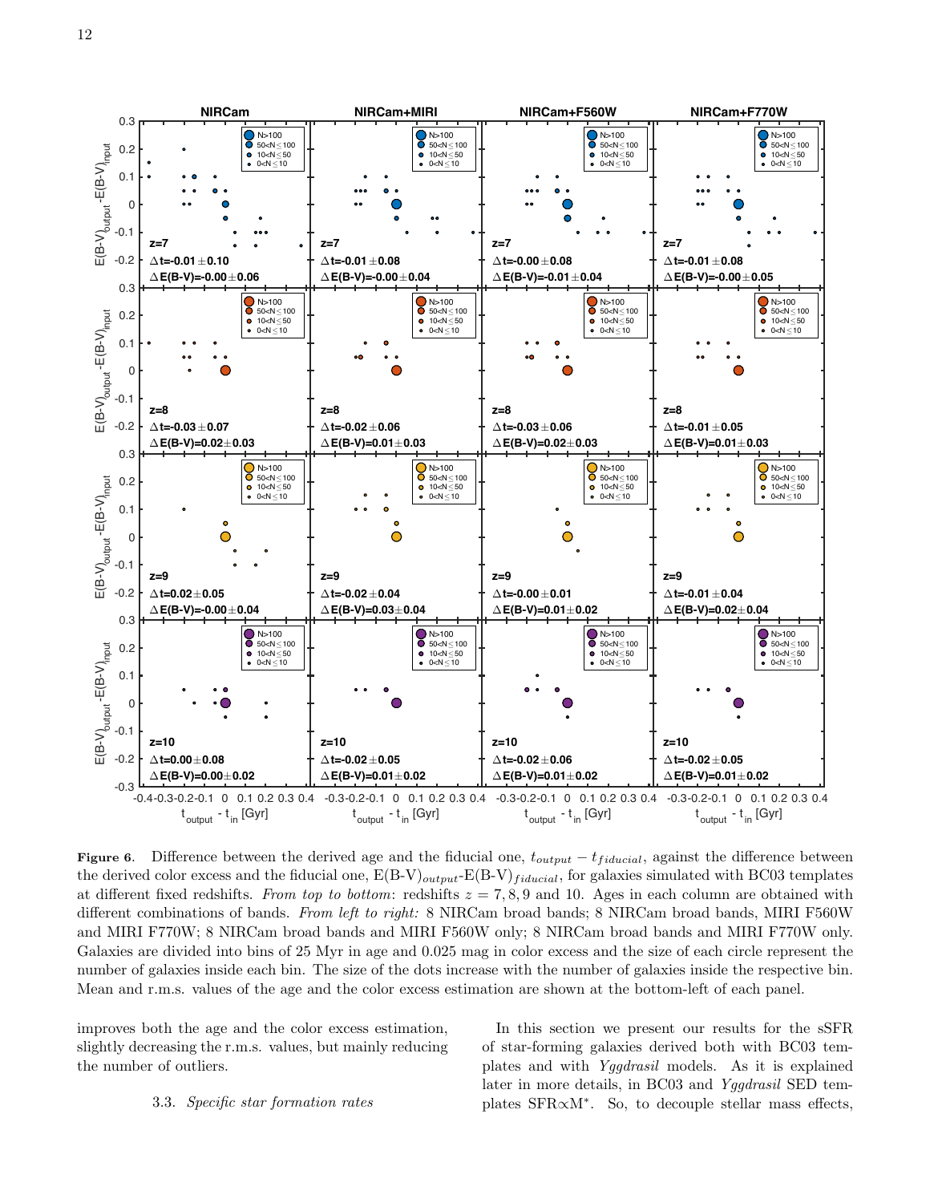**Figure 6.** Difference between the derived age and the fiducial one, $t_{output} - t_{fiducial}$, against the difference between the derived color excess and the fiducial one, E(B-V)$_{output}$-E(B-V)$_{fiducial}$, for galaxies simulated with BC03 templates at different fixed redshifts. *From top to bottom*: redshifts $z = 7, 8, 9$ and 10. Ages in each column are obtained with different combinations of bands. *From left to right:* 8 NIRCam broad bands; 8 NIRCam broad bands, MIRI F560W and MIRI F770W; 8 NIRCam broad bands and MIRI F560W only; 8 NIRCam broad bands and MIRI F770W only. Galaxies are divided into bins of 25 Myr in age and 0.025 mag in color excess and the size of each circle represent the number of galaxies inside each bin. The size of the dots increase with the number of galaxies inside the respective bin. Mean and r.m.s. values of the age and the color excess estimation are shown at the bottom-left of each panel.

improves both the age and the color excess estimation, slightly decreasing the r.m.s. values, but mainly reducing the number of outliers.

### 3.3. *Specific star formation rates*

In this section we present our results for the sSFR of star-forming galaxies derived both with BC03 templates and with *Yggdrasil* models. As it is explained later in more details, in BC03 and *Yggdrasil* SED templates SFR$\propto$M$^{*}$. So, to decouple stellar mass effects,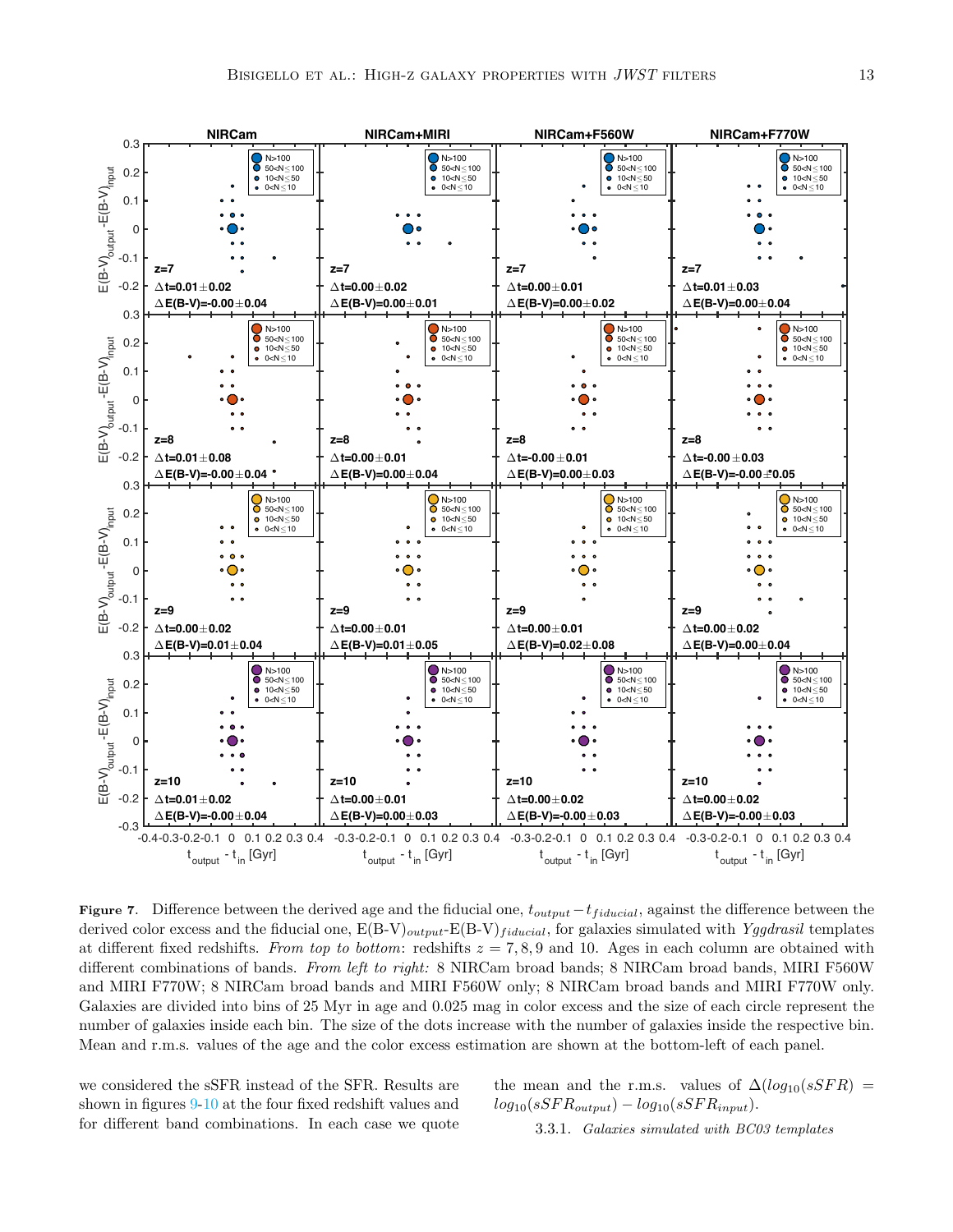**Figure 7.** Difference between the derived age and the fiducial one, $t_{output} - t_{fiducial}$, against the difference between the derived color excess and the fiducial one, E(B-V)$_{output}$-E(B-V)$_{fiducial}$, for galaxies simulated with *Yggdrasil* templates at different fixed redshifts. *From top to bottom*: redshifts $z = 7, 8, 9$ and 10. Ages in each column are obtained with different combinations of bands. *From left to right:* 8 NIRCam broad bands; 8 NIRCam broad bands, MIRI F560W and MIRI F770W; 8 NIRCam broad bands and MIRI F560W only; 8 NIRCam broad bands and MIRI F770W only. Galaxies are divided into bins of 25 Myr in age and 0.025 mag in color excess and the size of each circle represent the number of galaxies inside each bin. The size of the dots increase with the number of galaxies inside the respective bin. Mean and r.m.s. values of the age and the color excess estimation are shown at the bottom-left of each panel.

we considered the sSFR instead of the SFR. Results are shown in figures 9-10 at the four fixed redshift values and for different band combinations. In each case we quote the mean and the r.m.s. values of $\Delta(log_{10}(sSFR) = log_{10}(sSFR_{output}) - log_{10}(sSFR_{input})$.

#### 3.3.1. *Galaxies simulated with BC03 templates*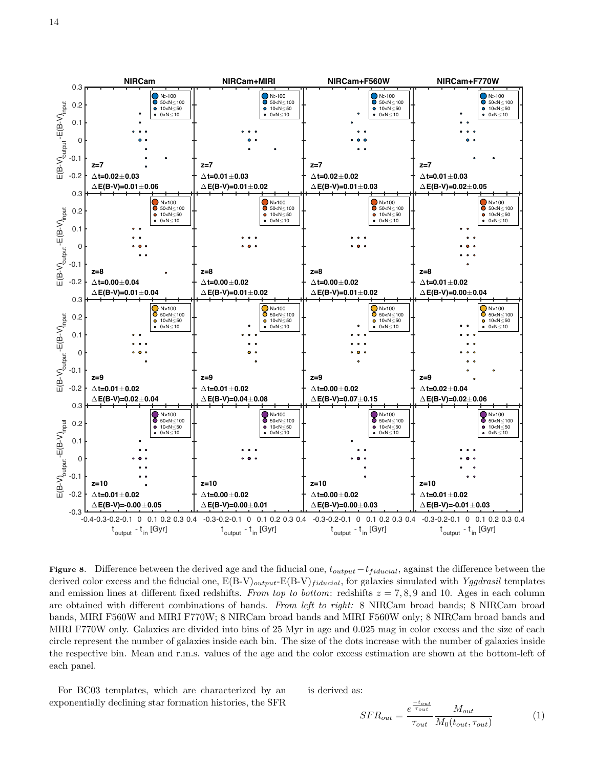**Figure 8.** Difference between the derived age and the fiducial one, $t_{output} - t_{fiducial}$, against the difference between the derived color excess and the fiducial one, E(B-V)$_{output}$-E(B-V)$_{fiducial}$, for galaxies simulated with *Yggdrasil* templates and emission lines at different fixed redshifts. *From top to bottom*: redshifts $z = 7, 8, 9$ and 10. Ages in each column are obtained with different combinations of bands. *From left to right:* 8 NIRCam broad bands; 8 NIRCam broad bands, MIRI F560W and MIRI F770W; 8 NIRCam broad bands and MIRI F560W only; 8 NIRCam broad bands and MIRI F770W only. Galaxies are divided into bins of 25 Myr in age and 0.025 mag in color excess and the size of each circle represent the number of galaxies inside each bin. The size of the dots increase with the number of galaxies inside the respective bin. Mean and r.m.s. values of the age and the color excess estimation are shown at the bottom-left of each panel.

For BC03 templates, which are characterized by an exponentially declining star formation histories, the SFR is derived as:

$$SFR_{out} = \frac{e^{\frac{-t_{out}}{\tau_{out}}}}{\tau_{out}} \frac{M_{out}}{M_0(t_{out}, \tau_{out})} \tag{1}$$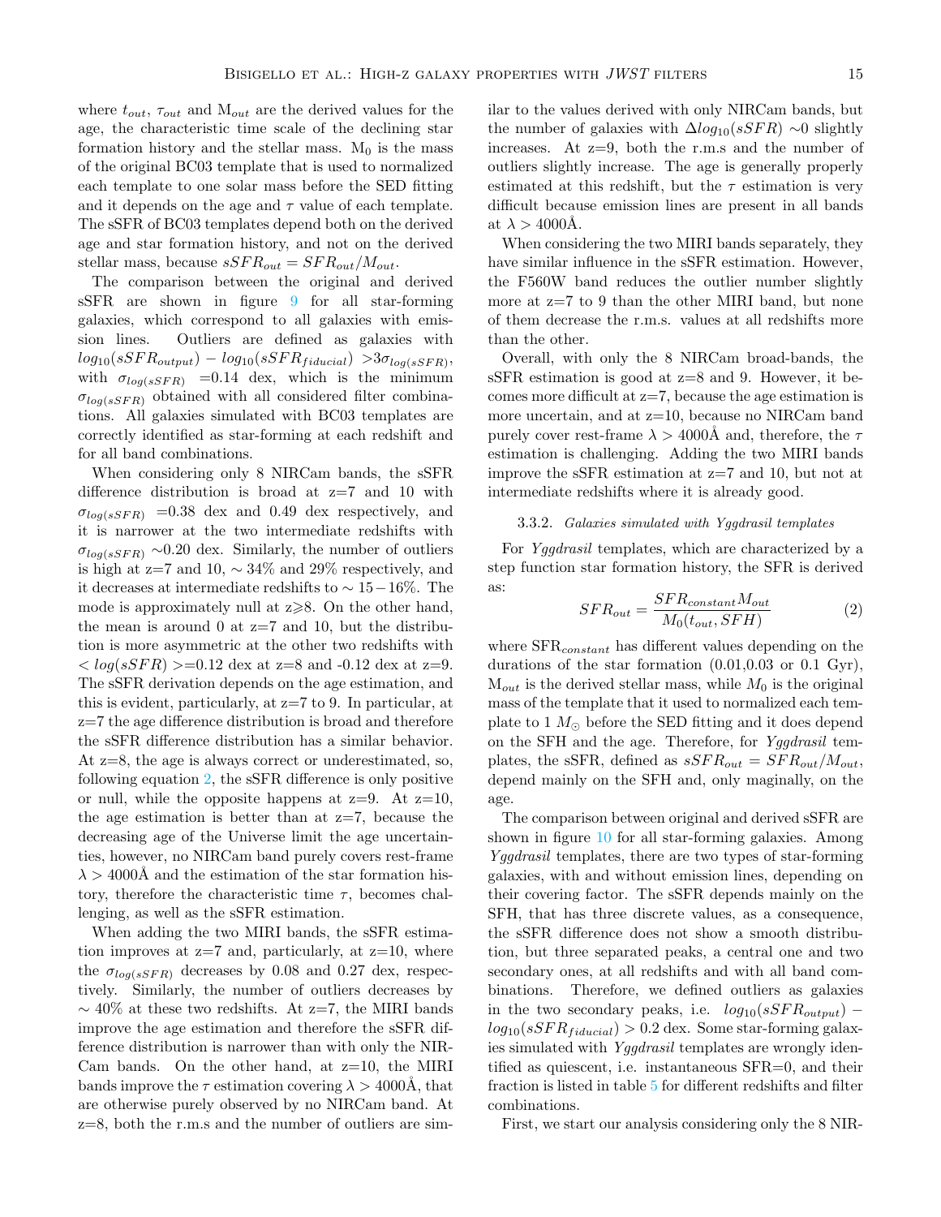where $t_{out}$, $\tau_{out}$ and $M_{out}$ are the derived values for the age, the characteristic time scale of the declining star formation history and the stellar mass. $M_0$ is the mass of the original BC03 template that is used to normalized each template to one solar mass before the SED fitting and it depends on the age and $\tau$ value of each template. The sSFR of BC03 templates depend both on the derived age and star formation history, and not on the derived stellar mass, because $sSFR_{out} = SFR_{out}/M_{out}$.

The comparison between the original and derived sSFR are shown in figure 9 for all star-forming galaxies, which correspond to all galaxies with emission lines. Outliers are defined as galaxies with $log_{10}(sSFR_{output}) - log_{10}(sSFR_{fiducial}) > 3\sigma_{log(sSFR)}$, with $\sigma_{log(sSFR)}$ =0.14 dex, which is the minimum $\sigma_{log(sSFR)}$ obtained with all considered filter combinations. All galaxies simulated with BC03 templates are correctly identified as star-forming at each redshift and for all band combinations.

When considering only 8 NIRCam bands, the sSFR difference distribution is broad at z=7 and 10 with $\sigma_{log(sSFR)}$ =0.38 dex and 0.49 dex respectively, and it is narrower at the two intermediate redshifts with $\sigma_{log(sSFR)}$ ~0.20 dex. Similarly, the number of outliers is high at z=7 and 10, ~ 34% and 29% respectively, and it decreases at intermediate redshifts to ~ 15−16%. The mode is approximately null at z⩾8. On the other hand, the mean is around 0 at z=7 and 10, but the distribution is more asymmetric at the other two redshifts with $< log(sSFR) >$=0.12 dex at z=8 and -0.12 dex at z=9. The sSFR derivation depends on the age estimation, and this is evident, particularly, at z=7 to 9. In particular, at z=7 the age difference distribution is broad and therefore the sSFR difference distribution has a similar behavior. At z=8, the age is always correct or underestimated, so, following equation 2, the sSFR difference is only positive or null, while the opposite happens at z=9. At z=10, the age estimation is better than at z=7, because the decreasing age of the Universe limit the age uncertainties, however, no NIRCam band purely covers rest-frame $\lambda > 4000$Å and the estimation of the star formation history, therefore the characteristic time $\tau$, becomes challenging, as well as the sSFR estimation.

When adding the two MIRI bands, the sSFR estimation improves at z=7 and, particularly, at z=10, where the $\sigma_{log(sSFR)}$ decreases by 0.08 and 0.27 dex, respectively. Similarly, the number of outliers decreases by ~ 40% at these two redshifts. At z=7, the MIRI bands improve the age estimation and therefore the sSFR difference distribution is narrower than with only the NIRCam bands. On the other hand, at z=10, the MIRI bands improve the $\tau$ estimation covering $\lambda > 4000$Å, that are otherwise purely observed by no NIRCam band. At z=8, both the r.m.s and the number of outliers are similar to the values derived with only NIRCam bands, but the number of galaxies with $\Delta log_{10}(sSFR)$ ~0 slightly increases. At z=9, both the r.m.s and the number of outliers slightly increase. The age is generally properly estimated at this redshift, but the $\tau$ estimation is very difficult because emission lines are present in all bands at $\lambda > 4000$Å.

When considering the two MIRI bands separately, they have similar influence in the sSFR estimation. However, the F560W band reduces the outlier number slightly more at z=7 to 9 than the other MIRI band, but none of them decrease the r.m.s. values at all redshifts more than the other.

Overall, with only the 8 NIRCam broad-bands, the sSFR estimation is good at z=8 and 9. However, it becomes more difficult at z=7, because the age estimation is more uncertain, and at z=10, because no NIRCam band purely cover rest-frame $\lambda > 4000$Å and, therefore, the $\tau$ estimation is challenging. Adding the two MIRI bands improve the sSFR estimation at z=7 and 10, but not at intermediate redshifts where it is already good.

#### 3.3.2. *Galaxies simulated with Yggdrasil templates*

For *Yggdrasil* templates, which are characterized by a step function star formation history, the SFR is derived as:

$$SFR_{out} = \frac{SFR_{constant} M_{out}}{M_0(t_{out}, SFH)} \tag{2}$$

where $SFR_{constant}$ has different values depending on the durations of the star formation (0.01,0.03 or 0.1 Gyr), $M_{out}$ is the derived stellar mass, while $M_0$ is the original mass of the template that it used to normalized each template to 1 $M_\odot$ before the SED fitting and it does depend on the SFH and the age. Therefore, for *Yggdrasil* templates, the sSFR, defined as $sSFR_{out} = SFR_{out}/M_{out}$, depend mainly on the SFH and, only maginally, on the age.

The comparison between original and derived sSFR are shown in figure 10 for all star-forming galaxies. Among *Yggdrasil* templates, there are two types of star-forming galaxies, with and without emission lines, depending on their covering factor. The sSFR depends mainly on the SFH, that has three discrete values, as a consequence, the sSFR difference does not show a smooth distribution, but three separated peaks, a central one and two secondary ones, at all redshifts and with all band combinations. Therefore, we defined outliers as galaxies in the two secondary peaks, i.e. $log_{10}(sSFR_{output}) - log_{10}(sSFR_{fiducial}) > 0.2$ dex. Some star-forming galaxies simulated with *Yggdrasil* templates are wrongly identified as quiescent, i.e. instantaneous SFR=0, and their fraction is listed in table 5 for different redshifts and filter combinations.

First, we start our analysis considering only the 8 NIR-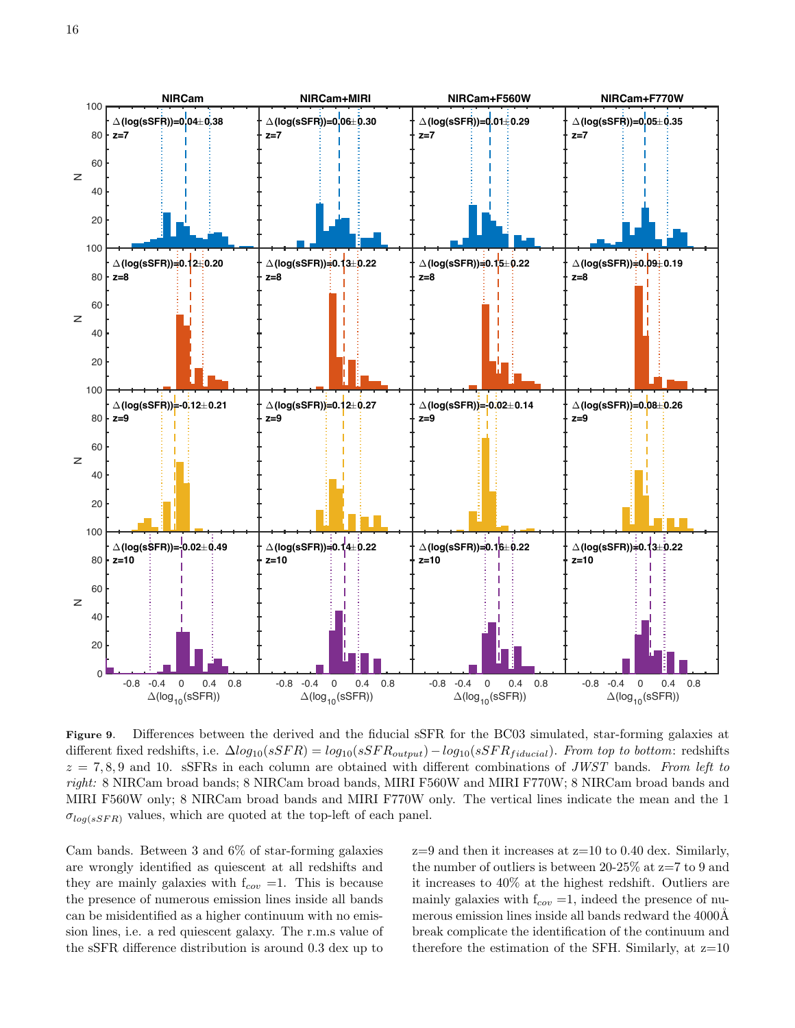**Figure 9.** Differences between the derived and the fiducial sSFR for the BC03 simulated, star-forming galaxies at different fixed redshifts, i.e. $\Delta log_{10}(sSFR) = log_{10}(sSFR_{output}) - log_{10}(sSFR_{fiducial})$. *From top to bottom*: redshifts $z = 7, 8, 9$ and 10. sSFRs in each column are obtained with different combinations of *JWST* bands. *From left to right:* 8 NIRCam broad bands; 8 NIRCam broad bands, MIRI F560W and MIRI F770W; 8 NIRCam broad bands and MIRI F560W only; 8 NIRCam broad bands and MIRI F770W only. The vertical lines indicate the mean and the 1 $\sigma_{log(sSFR)}$ values, which are quoted at the top-left of each panel.

Cam bands. Between 3 and 6% of star-forming galaxies are wrongly identified as quiescent at all redshifts and they are mainly galaxies with $f_{cov} = 1$. This is because the presence of numerous emission lines inside all bands can be misidentified as a higher continuum with no emission lines, i.e. a red quiescent galaxy. The r.m.s value of the sSFR difference distribution is around 0.3 dex up to z=9 and then it increases at z=10 to 0.40 dex. Similarly, the number of outliers is between 20-25% at z=7 to 9 and it increases to 40% at the highest redshift. Outliers are mainly galaxies with $f_{cov} = 1$, indeed the presence of numerous emission lines inside all bands redward the 4000Å break complicate the identification of the continuum and therefore the estimation of the SFH. Similarly, at z=10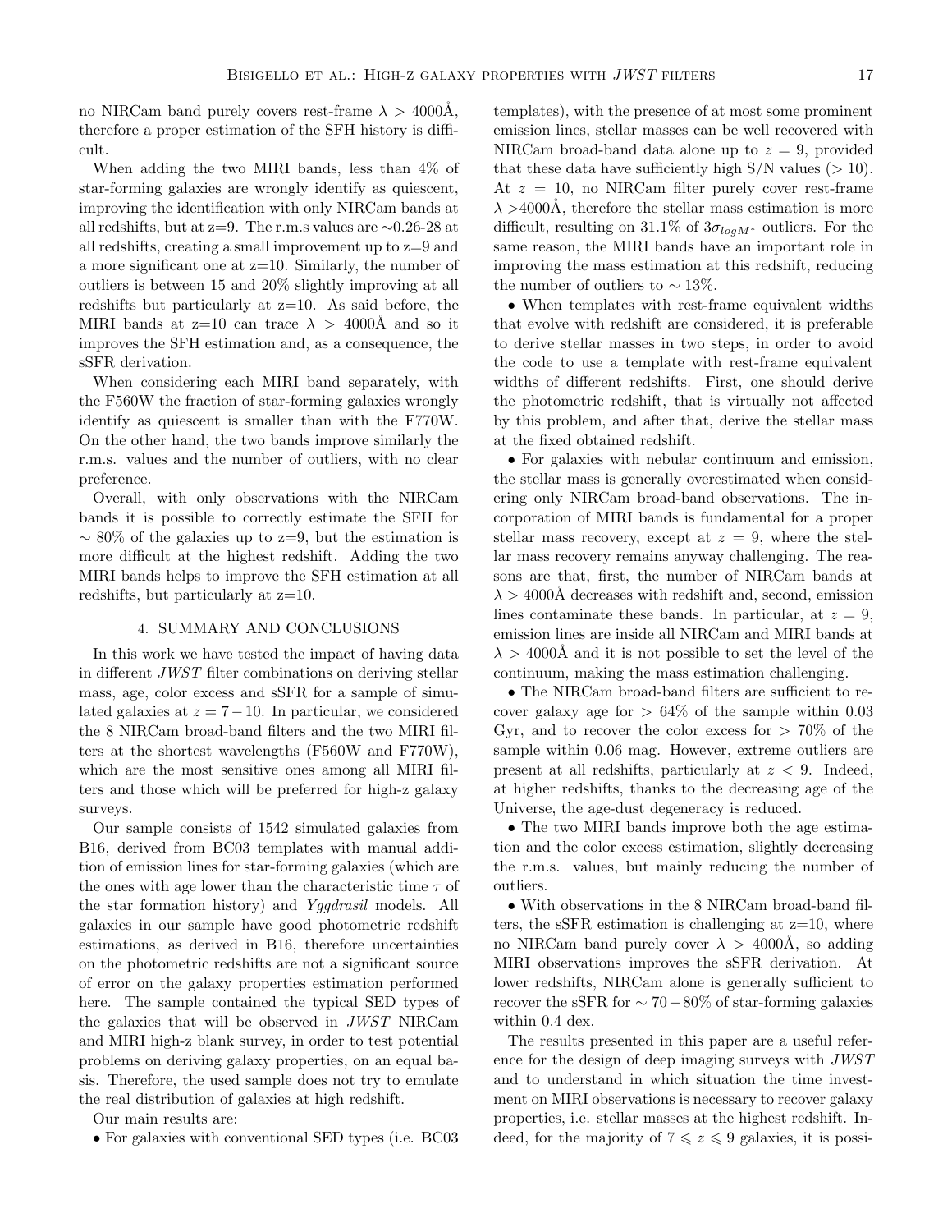no NIRCam band purely covers rest-frame $\lambda > 4000$Å, therefore a proper estimation of the SFH history is difficult.

When adding the two MIRI bands, less than 4% of star-forming galaxies are wrongly identify as quiescent, improving the identification with only NIRCam bands at all redshifts, but at z=9. The r.m.s values are ∼0.26-28 at all redshifts, creating a small improvement up to z=9 and a more significant one at z=10. Similarly, the number of outliers is between 15 and 20% slightly improving at all redshifts but particularly at z=10. As said before, the MIRI bands at z=10 can trace $\lambda > 4000$Å and so it improves the SFH estimation and, as a consequence, the sSFR derivation.

When considering each MIRI band separately, with the F560W the fraction of star-forming galaxies wrongly identify as quiescent is smaller than with the F770W. On the other hand, the two bands improve similarly the r.m.s. values and the number of outliers, with no clear preference.

Overall, with only observations with the NIRCam bands it is possible to correctly estimate the SFH for ∼ 80% of the galaxies up to z=9, but the estimation is more difficult at the highest redshift. Adding the two MIRI bands helps to improve the SFH estimation at all redshifts, but particularly at z=10.

## 4. SUMMARY AND CONCLUSIONS

In this work we have tested the impact of having data in different *JWST* filter combinations on deriving stellar mass, age, color excess and sSFR for a sample of simulated galaxies at $z = 7 - 10$. In particular, we considered the 8 NIRCam broad-band filters and the two MIRI filters at the shortest wavelengths (F560W and F770W), which are the most sensitive ones among all MIRI filters and those which will be preferred for high-z galaxy surveys.

Our sample consists of 1542 simulated galaxies from B16, derived from BC03 templates with manual addition of emission lines for star-forming galaxies (which are the ones with age lower than the characteristic time $\tau$ of the star formation history) and *Yggdrasil* models. All galaxies in our sample have good photometric redshift estimations, as derived in B16, therefore uncertainties on the photometric redshifts are not a significant source of error on the galaxy properties estimation performed here. The sample contained the typical SED types of the galaxies that will be observed in *JWST* NIRCam and MIRI high-z blank survey, in order to test potential problems on deriving galaxy properties, on an equal basis. Therefore, the used sample does not try to emulate the real distribution of galaxies at high redshift.

Our main results are:

- For galaxies with conventional SED types (i.e. BC03 templates), with the presence of at most some prominent emission lines, stellar masses can be well recovered with NIRCam broad-band data alone up to $z = 9$, provided that these data have sufficiently high S/N values (> 10). At $z = 10$, no NIRCam filter purely cover rest-frame $\lambda >$4000Å, therefore the stellar mass estimation is more difficult, resulting on 31.1% of $3\sigma_{logM^*}$ outliers. For the same reason, the MIRI bands have an important role in improving the mass estimation at this redshift, reducing the number of outliers to ∼ 13%.
- When templates with rest-frame equivalent widths that evolve with redshift are considered, it is preferable to derive stellar masses in two steps, in order to avoid the code to use a template with rest-frame equivalent widths of different redshifts. First, one should derive the photometric redshift, that is virtually not affected by this problem, and after that, derive the stellar mass at the fixed obtained redshift.
- For galaxies with nebular continuum and emission, the stellar mass is generally overestimated when considering only NIRCam broad-band observations. The incorporation of MIRI bands is fundamental for a proper stellar mass recovery, except at $z = 9$, where the stellar mass recovery remains anyway challenging. The reasons are that, first, the number of NIRCam bands at $\lambda > 4000$Å decreases with redshift and, second, emission lines contaminate these bands. In particular, at $z = 9$, emission lines are inside all NIRCam and MIRI bands at $\lambda > 4000$Å and it is not possible to set the level of the continuum, making the mass estimation challenging.
- The NIRCam broad-band filters are sufficient to recover galaxy age for > 64% of the sample within 0.03 Gyr, and to recover the color excess for > 70% of the sample within 0.06 mag. However, extreme outliers are present at all redshifts, particularly at $z < 9$. Indeed, at higher redshifts, thanks to the decreasing age of the Universe, the age-dust degeneracy is reduced.
- The two MIRI bands improve both the age estimation and the color excess estimation, slightly decreasing the r.m.s. values, but mainly reducing the number of outliers.
- With observations in the 8 NIRCam broad-band filters, the sSFR estimation is challenging at z=10, where no NIRCam band purely cover $\lambda > 4000$Å, so adding MIRI observations improves the sSFR derivation. At lower redshifts, NIRCam alone is generally sufficient to recover the sSFR for ∼ 70 − 80% of star-forming galaxies within 0.4 dex.

The results presented in this paper are a useful reference for the design of deep imaging surveys with *JWST* and to understand in which situation the time investment on MIRI observations is necessary to recover galaxy properties, i.e. stellar masses at the highest redshift. Indeed, for the majority of $7 \leqslant z \leqslant 9$ galaxies, it is possi-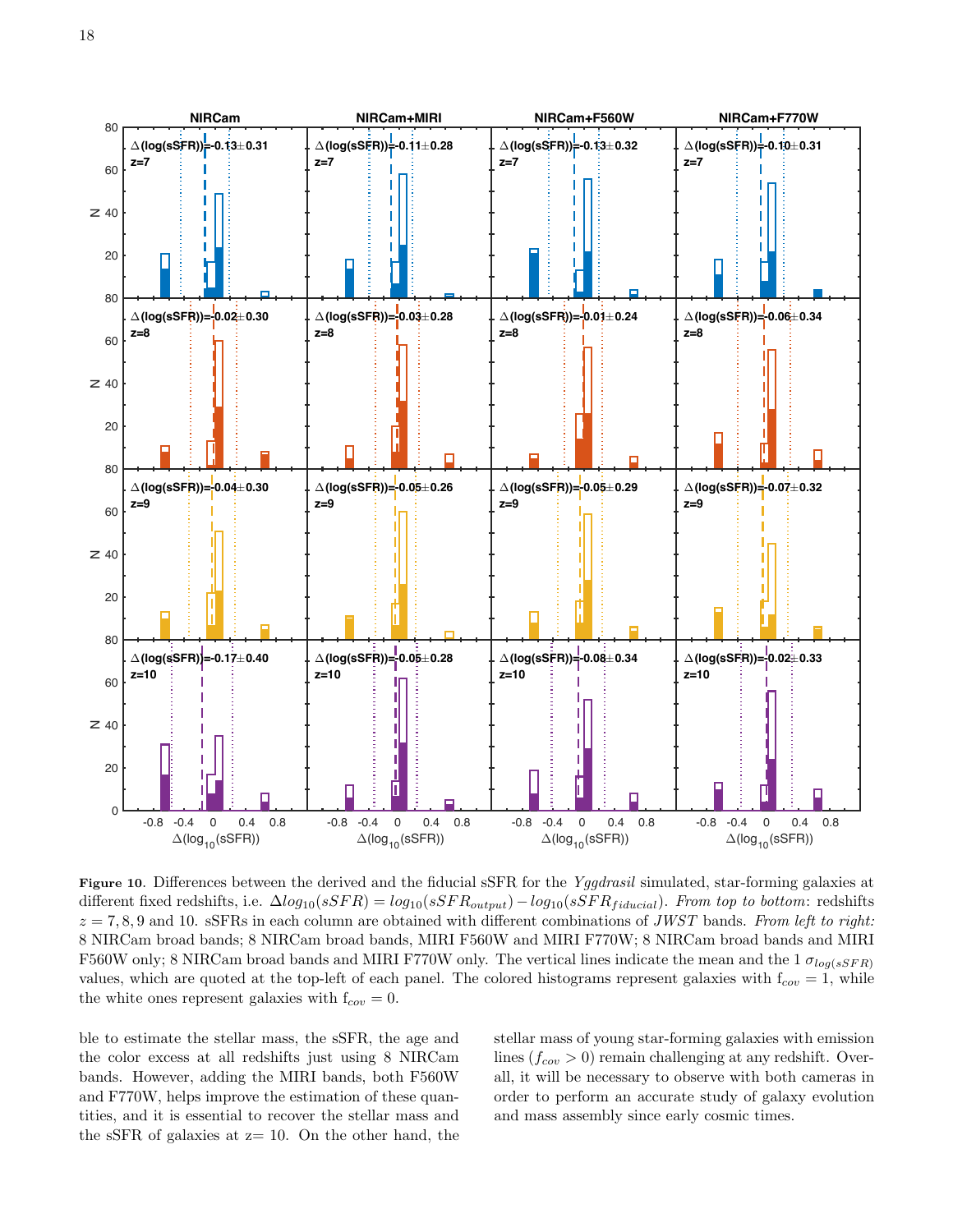**Figure 10**. Differences between the derived and the fiducial sSFR for the *Yggdrasil* simulated, star-forming galaxies at different fixed redshifts, i.e. $\Delta log_{10}(sSFR) = log_{10}(sSFR_{output}) - log_{10}(sSFR_{fiducial})$. *From top to bottom*: redshifts $z = 7, 8, 9$ and 10. sSFRs in each column are obtained with different combinations of *JWST* bands. *From left to right:* 8 NIRCam broad bands; 8 NIRCam broad bands, MIRI F560W and MIRI F770W; 8 NIRCam broad bands and MIRI F560W only; 8 NIRCam broad bands and MIRI F770W only. The vertical lines indicate the mean and the 1 $\sigma_{log(sSFR)}$ values, which are quoted at the top-left of each panel. The colored histograms represent galaxies with $f_{cov} = 1$, while the white ones represent galaxies with $f_{cov} = 0$.

ble to estimate the stellar mass, the sSFR, the age and the color excess at all redshifts just using 8 NIRCam bands. However, adding the MIRI bands, both F560W and F770W, helps improve the estimation of these quantities, and it is essential to recover the stellar mass and the sSFR of galaxies at z= 10. On the other hand, the stellar mass of young star-forming galaxies with emission lines ($f_{cov} > 0$) remain challenging at any redshift. Overall, it will be necessary to observe with both cameras in order to perform an accurate study of galaxy evolution and mass assembly since early cosmic times.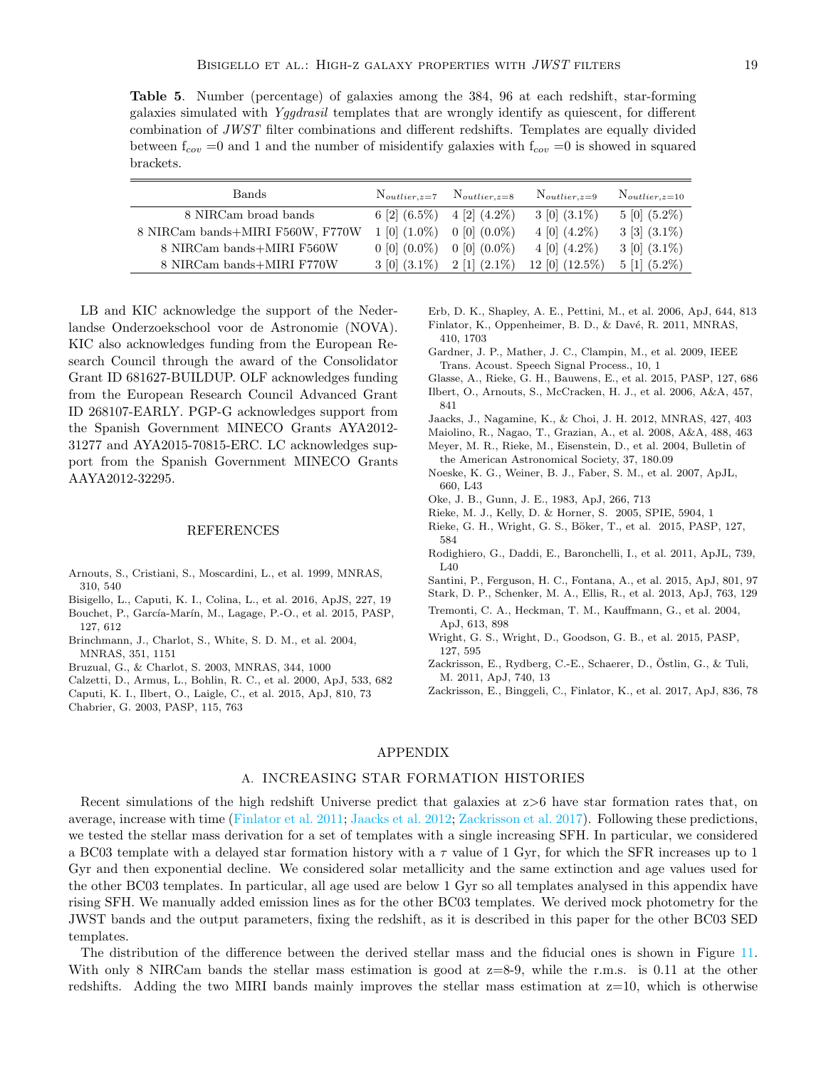**Table 5**. Number (percentage) of galaxies among the 384, 96 at each redshift, star-forming galaxies simulated with *Yggdrasil* templates that are wrongly identify as quiescent, for different combination of *JWST* filter combinations and different redshifts. Templates are equally divided between $f_{cov}$ =0 and 1 and the number of misidentify galaxies with $f_{cov}$ =0 is showed in squared brackets.

| Bands | $N_{outlier,z=7}$ | $N_{outlier,z=8}$ | $N_{outlier,z=9}$ | $N_{outlier,z=10}$ |
|---|---|---|---|---|
| 8 NIRCam broad bands | 6 [2] (6.5%) | 4 [2] (4.2%) | 3 [0] (3.1%) | 5 [0] (5.2%) |
| 8 NIRCam bands+MIRI F560W, F770W | 1 [0] (1.0%) | 0 [0] (0.0%) | 4 [0] (4.2%) | 3 [3] (3.1%) |
| 8 NIRCam bands+MIRI F560W | 0 [0] (0.0%) | 0 [0] (0.0%) | 4 [0] (4.2%) | 3 [0] (3.1%) |
| 8 NIRCam bands+MIRI F770W | 3 [0] (3.1%) | 2 [1] (2.1%) | 12 [0] (12.5%) | 5 [1] (5.2%) |

LB and KIC acknowledge the support of the Nederlandse Onderzoekschool voor de Astronomie (NOVA). KIC also acknowledges funding from the European Research Council through the award of the Consolidator Grant ID 681627-BUILDUP. OLF acknowledges funding from the European Research Council Advanced Grant ID 268107-EARLY. PGP-G acknowledges support from the Spanish Government MINECO Grants AYA2012-31277 and AYA2015-70815-ERC. LC acknowledges support from the Spanish Government MINECO Grants AAYA2012-32295.

## REFERENCES

Arnouts, S., Cristiani, S., Moscardini, L., et al. 1999, MNRAS, 310, 540

Bisigello, L., Caputi, K. I., Colina, L., et al. 2016, ApJS, 227, 19

Bouchet, P., García-Marín, M., Lagage, P.-O., et al. 2015, PASP, 127, 612

Brinchmann, J., Charlot, S., White, S. D. M., et al. 2004, MNRAS, 351, 1151

Bruzual, G., & Charlot, S. 2003, MNRAS, 344, 1000

Calzetti, D., Armus, L., Bohlin, R. C., et al. 2000, ApJ, 533, 682

Caputi, K. I., Ilbert, O., Laigle, C., et al. 2015, ApJ, 810, 73

Chabrier, G. 2003, PASP, 115, 763

Erb, D. K., Shapley, A. E., Pettini, M., et al. 2006, ApJ, 644, 813

Finlator, K., Oppenheimer, B. D., & Davé, R. 2011, MNRAS, 410, 1703

Gardner, J. P., Mather, J. C., Clampin, M., et al. 2009, IEEE Trans. Acoust. Speech Signal Process., 10, 1

Glasse, A., Rieke, G. H., Bauwens, E., et al. 2015, PASP, 127, 686

Ilbert, O., Arnouts, S., McCracken, H. J., et al. 2006, A&A, 457, 841

Jaacks, J., Nagamine, K., & Choi, J. H. 2012, MNRAS, 427, 403

Maiolino, R., Nagao, T., Grazian, A., et al. 2008, A&A, 488, 463

Meyer, M. R., Rieke, M., Eisenstein, D., et al. 2004, Bulletin of the American Astronomical Society, 37, 180.09

Noeske, K. G., Weiner, B. J., Faber, S. M., et al. 2007, ApJL, 660, L43

Oke, J. B., Gunn, J. E., 1983, ApJ, 266, 713

Rieke, M. J., Kelly, D. & Horner, S. 2005, SPIE, 5904, 1

Rieke, G. H., Wright, G. S., Böker, T., et al. 2015, PASP, 127, 584

Rodighiero, G., Daddi, E., Baronchelli, I., et al. 2011, ApJL, 739, L40

Santini, P., Ferguson, H. C., Fontana, A., et al. 2015, ApJ, 801, 97

Stark, D. P., Schenker, M. A., Ellis, R., et al. 2013, ApJ, 763, 129

Tremonti, C. A., Heckman, T. M., Kauffmann, G., et al. 2004, ApJ, 613, 898

Wright, G. S., Wright, D., Goodson, G. B., et al. 2015, PASP, 127, 595

Zackrisson, E., Rydberg, C.-E., Schaerer, D., Östlin, G., & Tuli, M. 2011, ApJ, 740, 13

Zackrisson, E., Binggeli, C., Finlator, K., et al. 2017, ApJ, 836, 78

# APPENDIX

## A. INCREASING STAR FORMATION HISTORIES

Recent simulations of the high redshift Universe predict that galaxies at z>6 have star formation rates that, on average, increase with time (Finlator et al. 2011; Jaacks et al. 2012; Zackrisson et al. 2017). Following these predictions, we tested the stellar mass derivation for a set of templates with a single increasing SFH. In particular, we considered a BC03 template with a delayed star formation history with a $\tau$ value of 1 Gyr, for which the SFR increases up to 1 Gyr and then exponential decline. We considered solar metallicity and the same extinction and age values used for the other BC03 templates. In particular, all age used are below 1 Gyr so all templates analysed in this appendix have rising SFH. We manually added emission lines as for the other BC03 templates. We derived mock photometry for the JWST bands and the output parameters, fixing the redshift, as it is described in this paper for the other BC03 SED templates.

The distribution of the difference between the derived stellar mass and the fiducial ones is shown in Figure 11. With only 8 NIRCam bands the stellar mass estimation is good at z=8-9, while the r.m.s. is 0.11 at the other redshifts. Adding the two MIRI bands mainly improves the stellar mass estimation at z=10, which is otherwise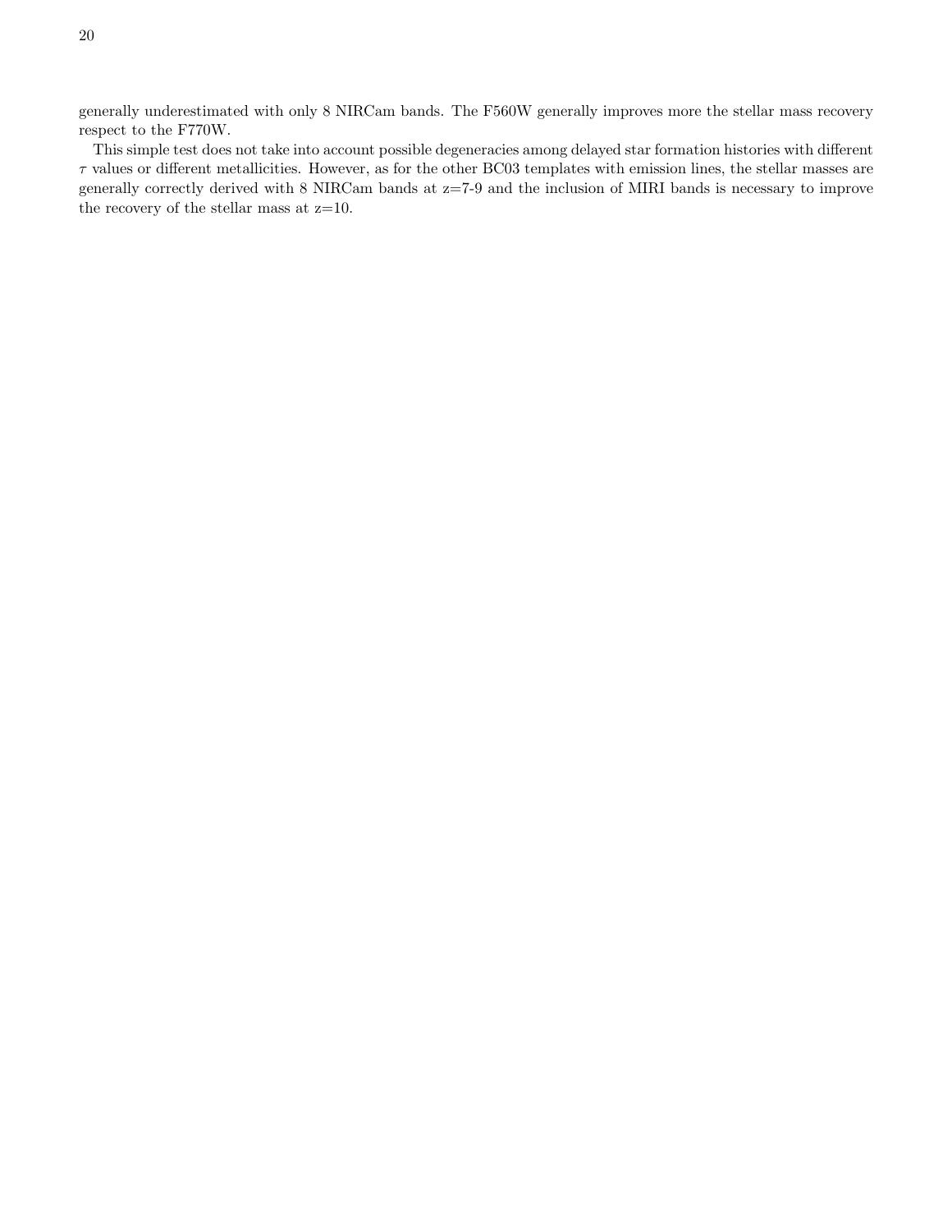generally underestimated with only 8 NIRCam bands. The F560W generally improves more the stellar mass recovery respect to the F770W.

This simple test does not take into account possible degeneracies among delayed star formation histories with different $\tau$ values or different metallicities. However, as for the other BC03 templates with emission lines, the stellar masses are generally correctly derived with 8 NIRCam bands at z=7-9 and the inclusion of MIRI bands is necessary to improve the recovery of the stellar mass at z=10.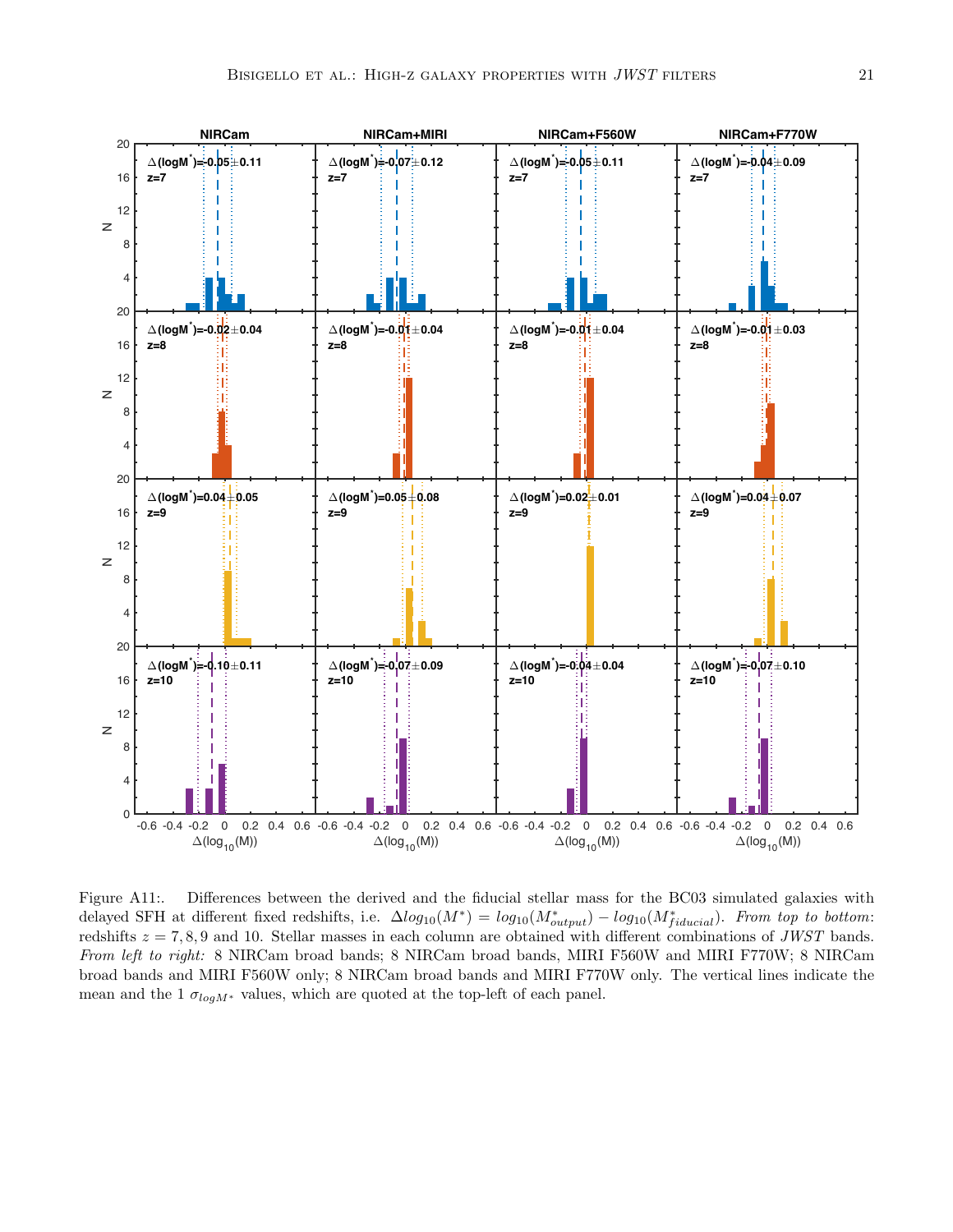NIRCam

NIRCam+MIRI

NIRCam+F560W

NIRCam+F770W

$\Delta$(logM*)=-0.05±0.11
z=7

$\Delta$(logM*)=-0.07±0.12
z=7

$\Delta$(logM*)=-0.05±0.11
z=7

$\Delta$(logM*)=-0.04±0.09
z=7

$\Delta$(logM*)=-0.02±0.04
z=8

$\Delta$(logM*)=-0.01±0.04
z=8

$\Delta$(logM*)=-0.01±0.04
z=8

$\Delta$(logM*)=-0.01±0.03
z=8

$\Delta$(logM*)=0.04±0.05
z=9

$\Delta$(logM*)=0.05±0.08
z=9

$\Delta$(logM*)=0.02±0.01
z=9

$\Delta$(logM*)=0.04±0.07
z=9

$\Delta$(logM*)=-0.10±0.11
z=10

$\Delta$(logM*)=-0.07±0.09
z=10

$\Delta$(logM*)=-0.04±0.04
z=10

$\Delta$(logM*)=-0.07±0.10
z=10

N

0 4 8 12 16 20

-0.6 -0.4 -0.2 0 0.2 0.4 0.6

$\Delta(\log_{10}(M))$

Figure A11:. Differences between the derived and the fiducial stellar mass for the BC03 simulated galaxies with delayed SFH at different fixed redshifts, i.e. $\Delta log_{10}(M^{*}) = log_{10}(M^{*}_{output}) - log_{10}(M^{*}_{fiducial})$. *From top to bottom*: redshifts $z = 7, 8, 9$ and 10. Stellar masses in each column are obtained with different combinations of *JWST* bands. *From left to right:* 8 NIRCam broad bands; 8 NIRCam broad bands, MIRI F560W and MIRI F770W; 8 NIRCam broad bands and MIRI F560W only; 8 NIRCam broad bands and MIRI F770W only. The vertical lines indicate the mean and the 1 $\sigma_{logM^{*}}$ values, which are quoted at the top-left of each panel.